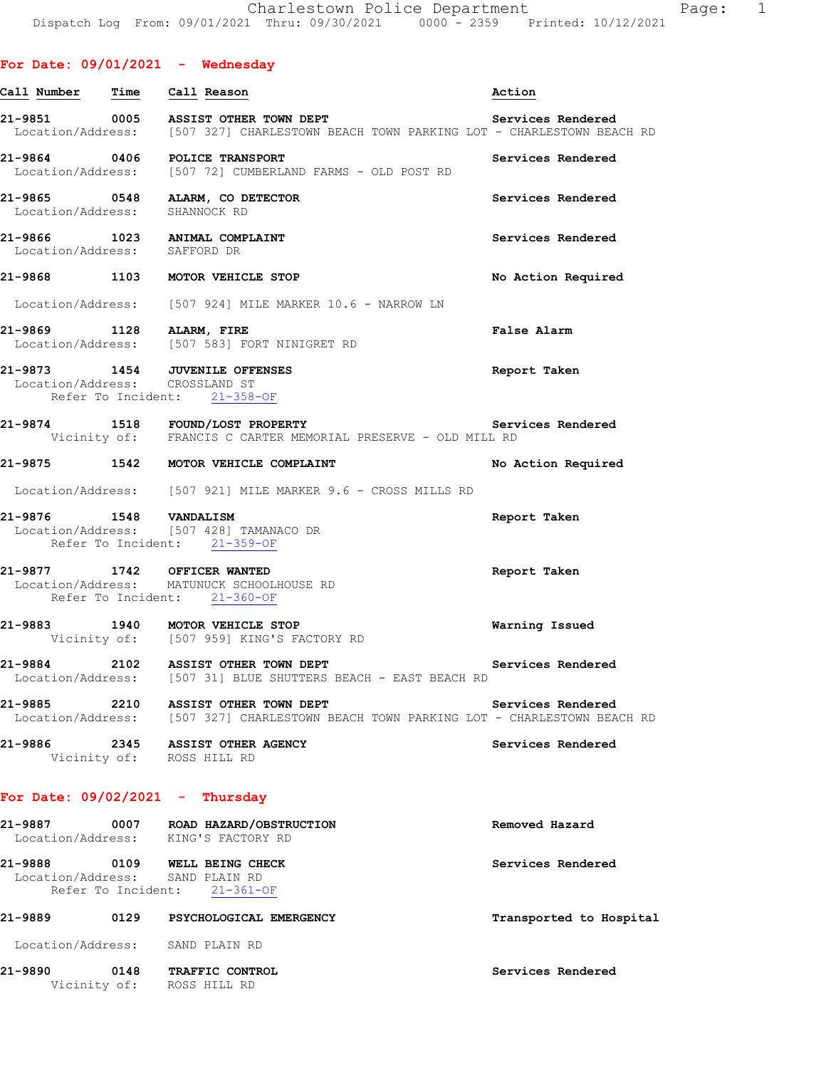# Charlestown Police Department

Dispatch Log From: 09/01/2021 Thru: 09/30/2021 0000 - 2359 Printed: 10/12/2021

## For Date: 09/01/2021 - Wednesday

| Call Number | Time | Call Reason | Action |
|---|---|---|---|
| 21-9851 | 0005 | ASSIST OTHER TOWN DEPT | Services Rendered |
| | | Location/Address: [507 327] CHARLESTOWN BEACH TOWN PARKING LOT - CHARLESTOWN BEACH RD | |
| 21-9864 | 0406 | POLICE TRANSPORT | Services Rendered |
| | | Location/Address: [507 72] CUMBERLAND FARMS - OLD POST RD | |
| 21-9865 | 0548 | ALARM, CO DETECTOR | Services Rendered |
| | | Location/Address: SHANNOCK RD | |
| 21-9866 | 1023 | ANIMAL COMPLAINT | Services Rendered |
| | | Location/Address: SAFFORD DR | |
| 21-9868 | 1103 | MOTOR VEHICLE STOP | No Action Required |
| | | Location/Address: [507 924] MILE MARKER 10.6 - NARROW LN | |
| 21-9869 | 1128 | ALARM, FIRE | False Alarm |
| | | Location/Address: [507 583] FORT NINIGRET RD | |
| 21-9873 | 1454 | JUVENILE OFFENSES | Report Taken |
| | | Location/Address: CROSSLAND ST; Refer To Incident: 21-358-OF | |
| 21-9874 | 1518 | FOUND/LOST PROPERTY | Services Rendered |
| | | Vicinity of: FRANCIS C CARTER MEMORIAL PRESERVE - OLD MILL RD | |
| 21-9875 | 1542 | MOTOR VEHICLE COMPLAINT | No Action Required |
| | | Location/Address: [507 921] MILE MARKER 9.6 - CROSS MILLS RD | |
| 21-9876 | 1548 | VANDALISM | Report Taken |
| | | Location/Address: [507 428] TAMANACO DR; Refer To Incident: 21-359-OF | |
| 21-9877 | 1742 | OFFICER WANTED | Report Taken |
| | | Location/Address: MATUNUCK SCHOOLHOUSE RD; Refer To Incident: 21-360-OF | |
| 21-9883 | 1940 | MOTOR VEHICLE STOP | Warning Issued |
| | | Vicinity of: [507 959] KING'S FACTORY RD | |
| 21-9884 | 2102 | ASSIST OTHER TOWN DEPT | Services Rendered |
| | | Location/Address: [507 31] BLUE SHUTTERS BEACH - EAST BEACH RD | |
| 21-9885 | 2210 | ASSIST OTHER TOWN DEPT | Services Rendered |
| | | Location/Address: [507 327] CHARLESTOWN BEACH TOWN PARKING LOT - CHARLESTOWN BEACH RD | |
| 21-9886 | 2345 | ASSIST OTHER AGENCY | Services Rendered |
| | | Vicinity of: ROSS HILL RD | |

## For Date: 09/02/2021 - Thursday

| Call Number | Time | Call Reason | Action |
|---|---|---|---|
| 21-9887 | 0007 | ROAD HAZARD/OBSTRUCTION | Removed Hazard |
| | | Location/Address: KING'S FACTORY RD | |
| 21-9888 | 0109 | WELL BEING CHECK | Services Rendered |
| | | Location/Address: SAND PLAIN RD; Refer To Incident: 21-361-OF | |
| 21-9889 | 0129 | PSYCHOLOGICAL EMERGENCY | Transported to Hospital |
| | | Location/Address: SAND PLAIN RD | |
| 21-9890 | 0148 | TRAFFIC CONTROL | Services Rendered |
| | | Vicinity of: ROSS HILL RD | |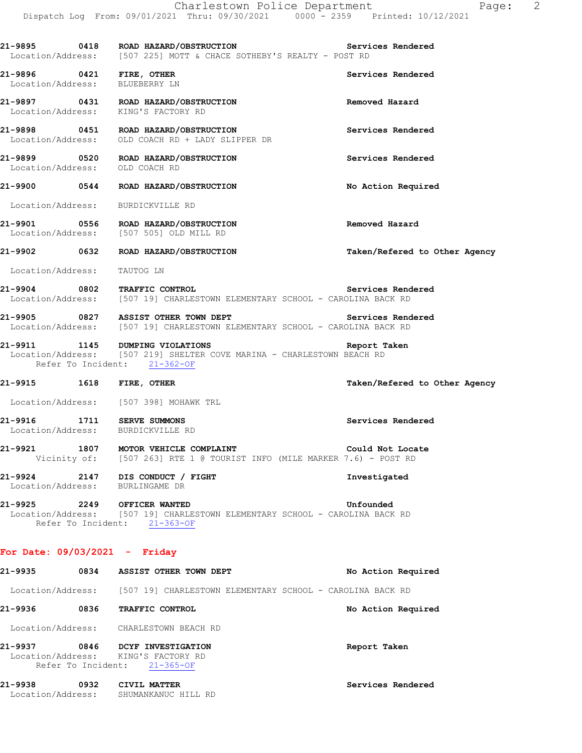**21-9895 0418 ROAD HAZARD/OBSTRUCTION** — **Services Rendered**
Location/Address: [507 225] MOTT & CHACE SOTHEBY'S REALTY - POST RD

**21-9896 0421 FIRE, OTHER** — **Services Rendered**
Location/Address: BLUEBERRY LN

**21-9897 0431 ROAD HAZARD/OBSTRUCTION** — **Removed Hazard**
Location/Address: KING'S FACTORY RD

**21-9898 0451 ROAD HAZARD/OBSTRUCTION** — **Services Rendered**
Location/Address: OLD COACH RD + LADY SLIPPER DR

**21-9899 0520 ROAD HAZARD/OBSTRUCTION** — **Services Rendered**
Location/Address: OLD COACH RD

**21-9900 0544 ROAD HAZARD/OBSTRUCTION** — **No Action Required**
Location/Address: BURDICKVILLE RD

**21-9901 0556 ROAD HAZARD/OBSTRUCTION** — **Removed Hazard**
Location/Address: [507 505] OLD MILL RD

**21-9902 0632 ROAD HAZARD/OBSTRUCTION** — **Taken/Refered to Other Agency**
Location/Address: TAUTOG LN

**21-9904 0802 TRAFFIC CONTROL** — **Services Rendered**
Location/Address: [507 19] CHARLESTOWN ELEMENTARY SCHOOL - CAROLINA BACK RD

**21-9905 0827 ASSIST OTHER TOWN DEPT** — **Services Rendered**
Location/Address: [507 19] CHARLESTOWN ELEMENTARY SCHOOL - CAROLINA BACK RD

**21-9911 1145 DUMPING VIOLATIONS** — **Report Taken**
Location/Address: [507 219] SHELTER COVE MARINA - CHARLESTOWN BEACH RD
Refer To Incident: 21-362-OF

**21-9915 1618 FIRE, OTHER** — **Taken/Refered to Other Agency**
Location/Address: [507 398] MOHAWK TRL

**21-9916 1711 SERVE SUMMONS** — **Services Rendered**
Location/Address: BURDICKVILLE RD

**21-9921 1807 MOTOR VEHICLE COMPLAINT** — **Could Not Locate**
Vicinity of: [507 263] RTE 1 @ TOURIST INFO (MILE MARKER 7.6) - POST RD

**21-9924 2147 DIS CONDUCT / FIGHT** — **Investigated**
Location/Address: BURLINGAME DR

**21-9925 2249 OFFICER WANTED** — **Unfounded**
Location/Address: [507 19] CHARLESTOWN ELEMENTARY SCHOOL - CAROLINA BACK RD
Refer To Incident: 21-363-OF

## For Date: 09/03/2021 - Friday

**21-9935 0834 ASSIST OTHER TOWN DEPT** — **No Action Required**
Location/Address: [507 19] CHARLESTOWN ELEMENTARY SCHOOL - CAROLINA BACK RD

**21-9936 0836 TRAFFIC CONTROL** — **No Action Required**
Location/Address: CHARLESTOWN BEACH RD

**21-9937 0846 DCYF INVESTIGATION** — **Report Taken**
Location/Address: KING'S FACTORY RD
Refer To Incident: 21-365-OF

**21-9938 0932 CIVIL MATTER** — **Services Rendered**
Location/Address: SHUMANKANUC HILL RD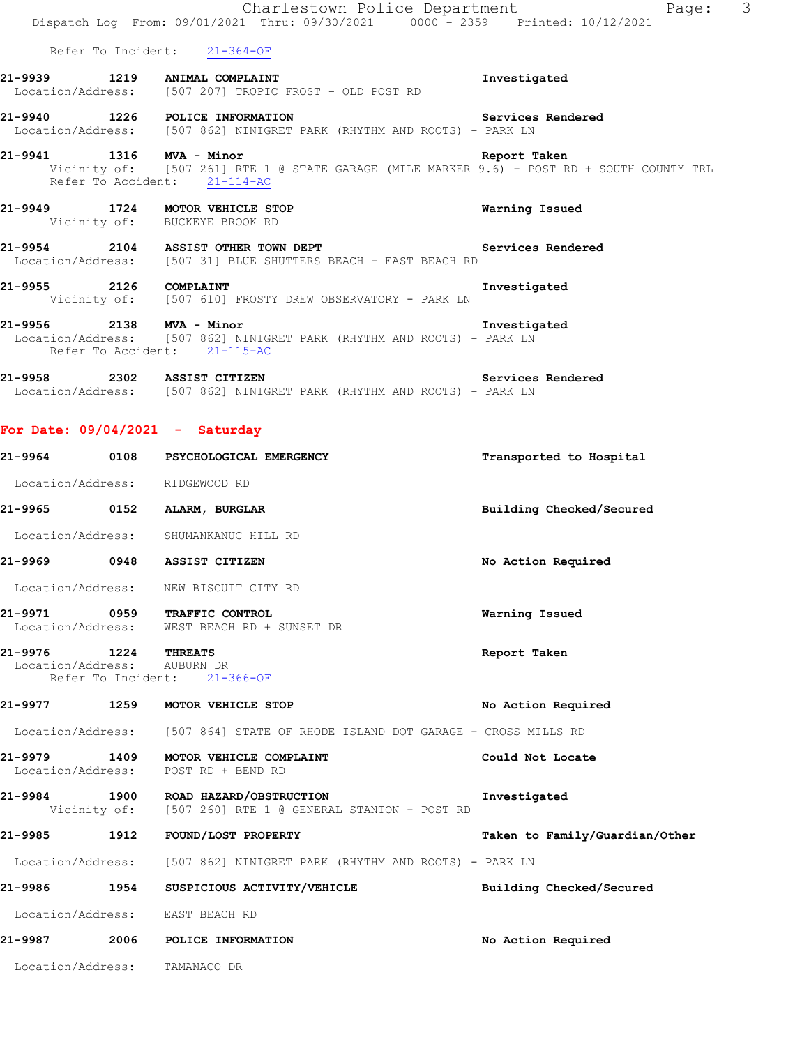Refer To Incident: 21-364-OF

**21-9939 1219 ANIMAL COMPLAINT** Investigated
Location/Address: [507 207] TROPIC FROST - OLD POST RD

**21-9940 1226 POLICE INFORMATION** Services Rendered
Location/Address: [507 862] NINIGRET PARK (RHYTHM AND ROOTS) - PARK LN

**21-9941 1316 MVA - Minor** Report Taken
Vicinity of: [507 261] RTE 1 @ STATE GARAGE (MILE MARKER 9.6) - POST RD + SOUTH COUNTY TRL
Refer To Accident: 21-114-AC

**21-9949 1724 MOTOR VEHICLE STOP** Warning Issued
Vicinity of: BUCKEYE BROOK RD

**21-9954 2104 ASSIST OTHER TOWN DEPT** Services Rendered
Location/Address: [507 31] BLUE SHUTTERS BEACH - EAST BEACH RD

**21-9955 2126 COMPLAINT** Investigated
Vicinity of: [507 610] FROSTY DREW OBSERVATORY - PARK LN

**21-9956 2138 MVA - Minor** Investigated
Location/Address: [507 862] NINIGRET PARK (RHYTHM AND ROOTS) - PARK LN
Refer To Accident: 21-115-AC

**21-9958 2302 ASSIST CITIZEN** Services Rendered
Location/Address: [507 862] NINIGRET PARK (RHYTHM AND ROOTS) - PARK LN

## For Date: 09/04/2021 - Saturday

**21-9964 0108 PSYCHOLOGICAL EMERGENCY** Transported to Hospital
Location/Address: RIDGEWOOD RD

**21-9965 0152 ALARM, BURGLAR** Building Checked/Secured
Location/Address: SHUMANKANUC HILL RD

**21-9969 0948 ASSIST CITIZEN** No Action Required
Location/Address: NEW BISCUIT CITY RD

**21-9971 0959 TRAFFIC CONTROL** Warning Issued
Location/Address: WEST BEACH RD + SUNSET DR

**21-9976 1224 THREATS** Report Taken
Location/Address: AUBURN DR
Refer To Incident: 21-366-OF

**21-9977 1259 MOTOR VEHICLE STOP** No Action Required
Location/Address: [507 864] STATE OF RHODE ISLAND DOT GARAGE - CROSS MILLS RD

**21-9979 1409 MOTOR VEHICLE COMPLAINT** Could Not Locate
Location/Address: POST RD + BEND RD

**21-9984 1900 ROAD HAZARD/OBSTRUCTION** Investigated
Vicinity of: [507 260] RTE 1 @ GENERAL STANTON - POST RD

**21-9985 1912 FOUND/LOST PROPERTY** Taken to Family/Guardian/Other
Location/Address: [507 862] NINIGRET PARK (RHYTHM AND ROOTS) - PARK LN

**21-9986 1954 SUSPICIOUS ACTIVITY/VEHICLE** Building Checked/Secured
Location/Address: EAST BEACH RD

**21-9987 2006 POLICE INFORMATION** No Action Required
Location/Address: TAMANACO DR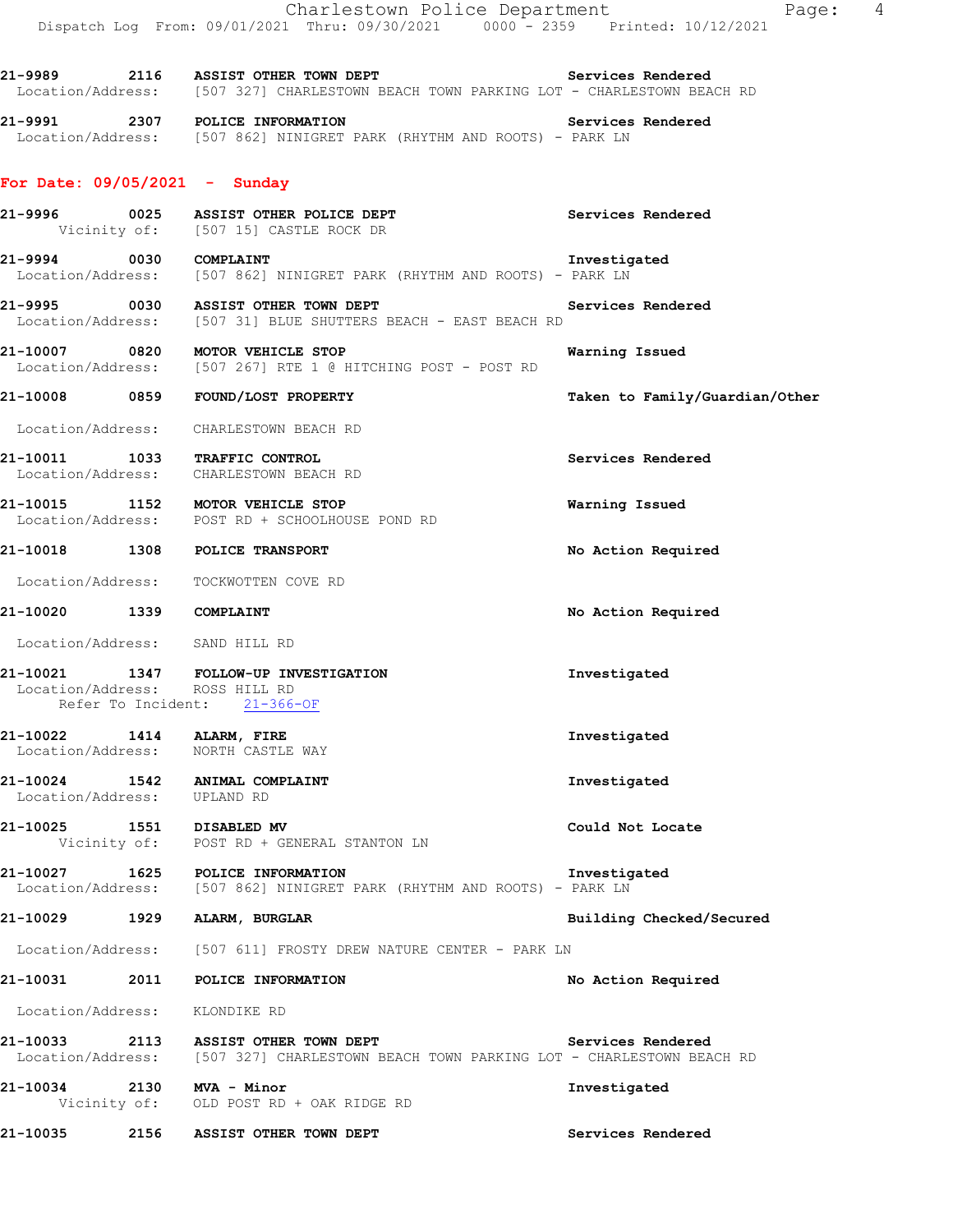21-9989 2116 ASSIST OTHER TOWN DEPT Services Rendered
Location/Address: [507 327] CHARLESTOWN BEACH TOWN PARKING LOT - CHARLESTOWN BEACH RD

21-9991 2307 POLICE INFORMATION Services Rendered
Location/Address: [507 862] NINIGRET PARK (RHYTHM AND ROOTS) - PARK LN

## For Date: 09/05/2021 - Sunday

21-9996 0025 ASSIST OTHER POLICE DEPT Services Rendered
Vicinity of: [507 15] CASTLE ROCK DR

21-9994 0030 COMPLAINT Investigated
Location/Address: [507 862] NINIGRET PARK (RHYTHM AND ROOTS) - PARK LN

21-9995 0030 ASSIST OTHER TOWN DEPT Services Rendered
Location/Address: [507 31] BLUE SHUTTERS BEACH - EAST BEACH RD

21-10007 0820 MOTOR VEHICLE STOP Warning Issued
Location/Address: [507 267] RTE 1 @ HITCHING POST - POST RD

21-10008 0859 FOUND/LOST PROPERTY Taken to Family/Guardian/Other
Location/Address: CHARLESTOWN BEACH RD

21-10011 1033 TRAFFIC CONTROL Services Rendered
Location/Address: CHARLESTOWN BEACH RD

21-10015 1152 MOTOR VEHICLE STOP Warning Issued
Location/Address: POST RD + SCHOOLHOUSE POND RD

21-10018 1308 POLICE TRANSPORT No Action Required
Location/Address: TOCKWOTTEN COVE RD

21-10020 1339 COMPLAINT No Action Required
Location/Address: SAND HILL RD

21-10021 1347 FOLLOW-UP INVESTIGATION Investigated
Location/Address: ROSS HILL RD
Refer To Incident: 21-366-OF

21-10022 1414 ALARM, FIRE Investigated
Location/Address: NORTH CASTLE WAY

21-10024 1542 ANIMAL COMPLAINT Investigated
Location/Address: UPLAND RD

21-10025 1551 DISABLED MV Could Not Locate
Vicinity of: POST RD + GENERAL STANTON LN

21-10027 1625 POLICE INFORMATION Investigated
Location/Address: [507 862] NINIGRET PARK (RHYTHM AND ROOTS) - PARK LN

21-10029 1929 ALARM, BURGLAR Building Checked/Secured
Location/Address: [507 611] FROSTY DREW NATURE CENTER - PARK LN

21-10031 2011 POLICE INFORMATION No Action Required
Location/Address: KLONDIKE RD

21-10033 2113 ASSIST OTHER TOWN DEPT Services Rendered
Location/Address: [507 327] CHARLESTOWN BEACH TOWN PARKING LOT - CHARLESTOWN BEACH RD

21-10034 2130 MVA - Minor Investigated
Vicinity of: OLD POST RD + OAK RIDGE RD

21-10035 2156 ASSIST OTHER TOWN DEPT Services Rendered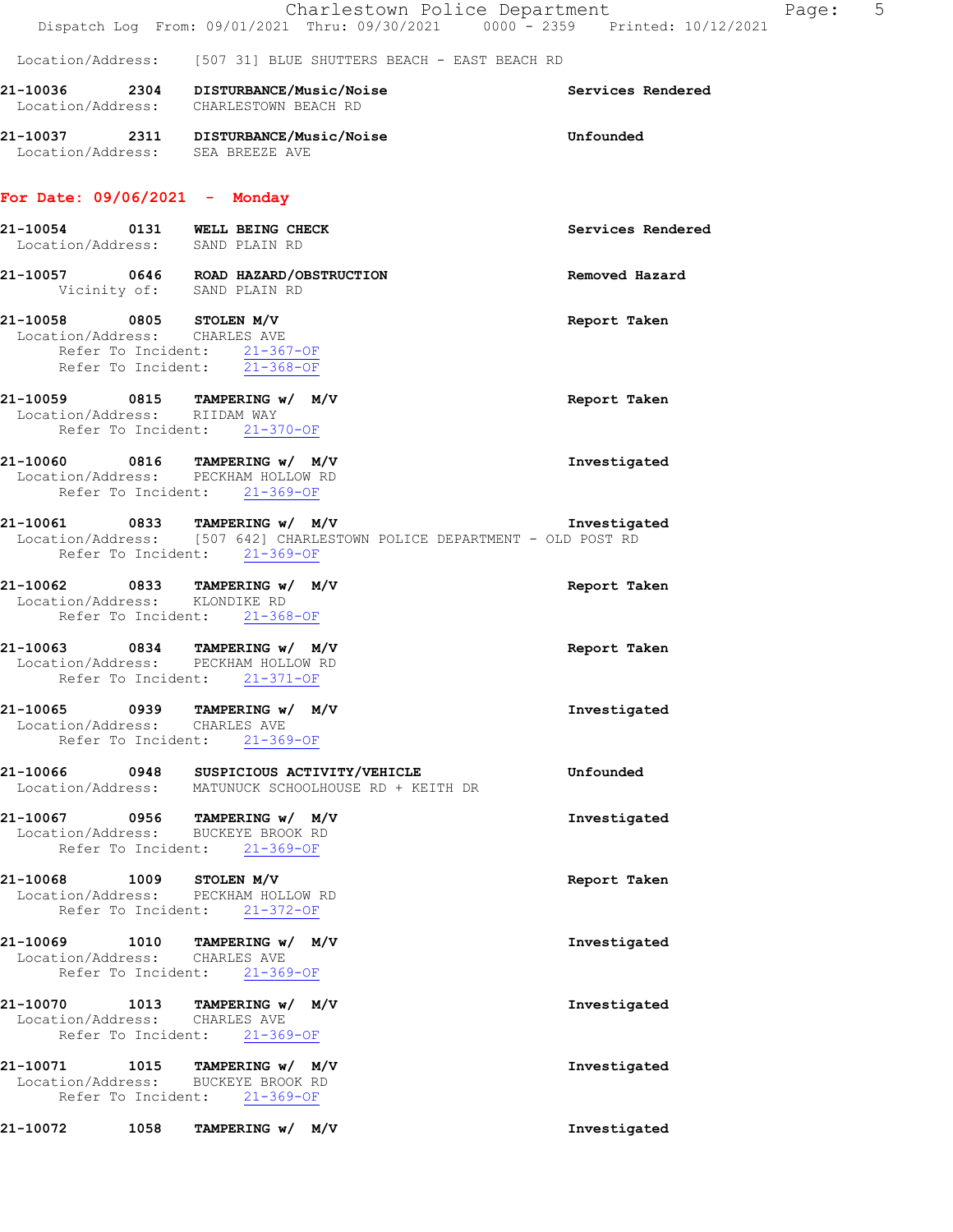Location/Address: [507 31] BLUE SHUTTERS BEACH - EAST BEACH RD

**21-10036 2304 DISTURBANCE/Music/Noise** — **Services Rendered**
Location/Address: CHARLESTOWN BEACH RD

**21-10037 2311 DISTURBANCE/Music/Noise** — **Unfounded**
Location/Address: SEA BREEZE AVE

## For Date: 09/06/2021 - Monday

**21-10054 0131 WELL BEING CHECK** — **Services Rendered**
Location/Address: SAND PLAIN RD

**21-10057 0646 ROAD HAZARD/OBSTRUCTION** — **Removed Hazard**
Vicinity of: SAND PLAIN RD

**21-10058 0805 STOLEN M/V** — **Report Taken**
Location/Address: CHARLES AVE
Refer To Incident: 21-367-OF
Refer To Incident: 21-368-OF

**21-10059 0815 TAMPERING w/ M/V** — **Report Taken**
Location/Address: RIIDAM WAY
Refer To Incident: 21-370-OF

**21-10060 0816 TAMPERING w/ M/V** — **Investigated**
Location/Address: PECKHAM HOLLOW RD
Refer To Incident: 21-369-OF

**21-10061 0833 TAMPERING w/ M/V** — **Investigated**
Location/Address: [507 642] CHARLESTOWN POLICE DEPARTMENT - OLD POST RD
Refer To Incident: 21-369-OF

**21-10062 0833 TAMPERING w/ M/V** — **Report Taken**
Location/Address: KLONDIKE RD
Refer To Incident: 21-368-OF

**21-10063 0834 TAMPERING w/ M/V** — **Report Taken**
Location/Address: PECKHAM HOLLOW RD
Refer To Incident: 21-371-OF

**21-10065 0939 TAMPERING w/ M/V** — **Investigated**
Location/Address: CHARLES AVE
Refer To Incident: 21-369-OF

**21-10066 0948 SUSPICIOUS ACTIVITY/VEHICLE** — **Unfounded**
Location/Address: MATUNUCK SCHOOLHOUSE RD + KEITH DR

**21-10067 0956 TAMPERING w/ M/V** — **Investigated**
Location/Address: BUCKEYE BROOK RD
Refer To Incident: 21-369-OF

**21-10068 1009 STOLEN M/V** — **Report Taken**
Location/Address: PECKHAM HOLLOW RD
Refer To Incident: 21-372-OF

**21-10069 1010 TAMPERING w/ M/V** — **Investigated**
Location/Address: CHARLES AVE
Refer To Incident: 21-369-OF

**21-10070 1013 TAMPERING w/ M/V** — **Investigated**
Location/Address: CHARLES AVE
Refer To Incident: 21-369-OF

**21-10071 1015 TAMPERING w/ M/V** — **Investigated**
Location/Address: BUCKEYE BROOK RD
Refer To Incident: 21-369-OF

**21-10072 1058 TAMPERING w/ M/V** — **Investigated**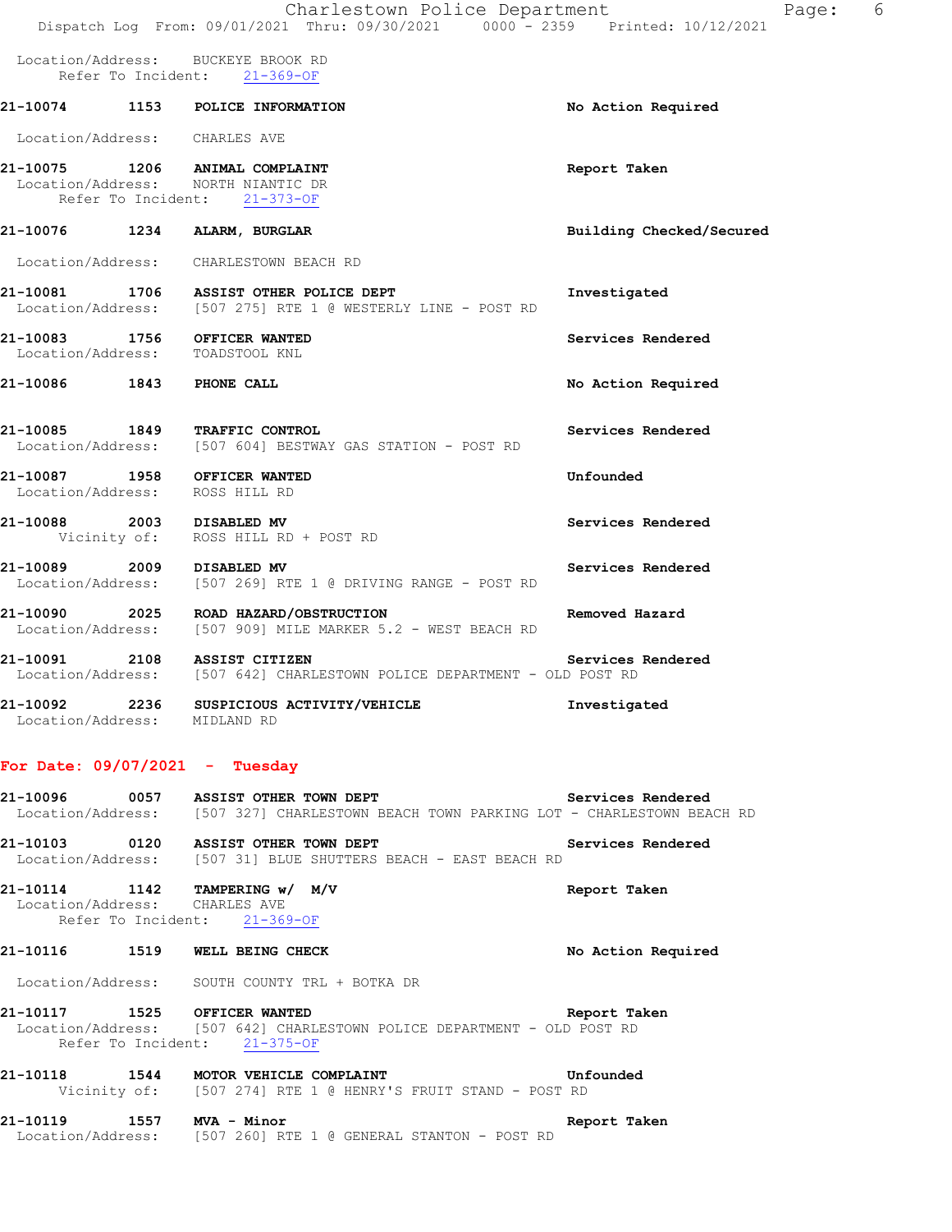Location/Address: BUCKEYE BROOK RD
Refer To Incident: 21-369-OF

**21-10074 1153 POLICE INFORMATION** — **No Action Required**

Location/Address: CHARLES AVE

**21-10075 1206 ANIMAL COMPLAINT** — **Report Taken**
Location/Address: NORTH NIANTIC DR
Refer To Incident: 21-373-OF

**21-10076 1234 ALARM, BURGLAR** — **Building Checked/Secured**

Location/Address: CHARLESTOWN BEACH RD

**21-10081 1706 ASSIST OTHER POLICE DEPT** — **Investigated**
Location/Address: [507 275] RTE 1 @ WESTERLY LINE - POST RD

**21-10083 1756 OFFICER WANTED** — **Services Rendered**
Location/Address: TOADSTOOL KNL

**21-10086 1843 PHONE CALL** — **No Action Required**

**21-10085 1849 TRAFFIC CONTROL** — **Services Rendered**
Location/Address: [507 604] BESTWAY GAS STATION - POST RD

**21-10087 1958 OFFICER WANTED** — **Unfounded**
Location/Address: ROSS HILL RD

**21-10088 2003 DISABLED MV** — **Services Rendered**
Vicinity of: ROSS HILL RD + POST RD

**21-10089 2009 DISABLED MV** — **Services Rendered**
Location/Address: [507 269] RTE 1 @ DRIVING RANGE - POST RD

**21-10090 2025 ROAD HAZARD/OBSTRUCTION** — **Removed Hazard**
Location/Address: [507 909] MILE MARKER 5.2 - WEST BEACH RD

**21-10091 2108 ASSIST CITIZEN** — **Services Rendered**
Location/Address: [507 642] CHARLESTOWN POLICE DEPARTMENT - OLD POST RD

**21-10092 2236 SUSPICIOUS ACTIVITY/VEHICLE** — **Investigated**
Location/Address: MIDLAND RD

## For Date: 09/07/2021 - Tuesday

**21-10096 0057 ASSIST OTHER TOWN DEPT** — **Services Rendered**
Location/Address: [507 327] CHARLESTOWN BEACH TOWN PARKING LOT - CHARLESTOWN BEACH RD

**21-10103 0120 ASSIST OTHER TOWN DEPT** — **Services Rendered**
Location/Address: [507 31] BLUE SHUTTERS BEACH - EAST BEACH RD

**21-10114 1142 TAMPERING w/ M/V** — **Report Taken**
Location/Address: CHARLES AVE
Refer To Incident: 21-369-OF

**21-10116 1519 WELL BEING CHECK** — **No Action Required**

Location/Address: SOUTH COUNTY TRL + BOTKA DR

**21-10117 1525 OFFICER WANTED** — **Report Taken**
Location/Address: [507 642] CHARLESTOWN POLICE DEPARTMENT - OLD POST RD
Refer To Incident: 21-375-OF

**21-10118 1544 MOTOR VEHICLE COMPLAINT** — **Unfounded**
Vicinity of: [507 274] RTE 1 @ HENRY'S FRUIT STAND - POST RD

**21-10119 1557 MVA - Minor** — **Report Taken**
Location/Address: [507 260] RTE 1 @ GENERAL STANTON - POST RD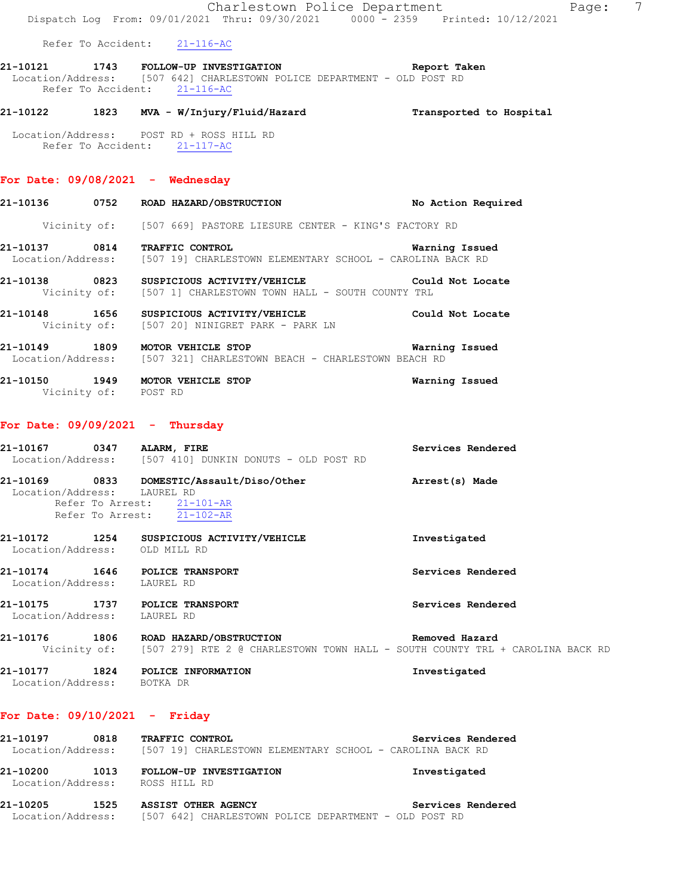Refer To Accident: 21-116-AC

**21-10121 1743 FOLLOW-UP INVESTIGATION** Report Taken
Location/Address: [507 642] CHARLESTOWN POLICE DEPARTMENT - OLD POST RD
Refer To Accident: 21-116-AC

**21-10122 1823 MVA - W/Injury/Fluid/Hazard** Transported to Hospital
Location/Address: POST RD + ROSS HILL RD
Refer To Accident: 21-117-AC

## For Date: 09/08/2021 - Wednesday

**21-10136 0752 ROAD HAZARD/OBSTRUCTION** No Action Required
Vicinity of: [507 669] PASTORE LIESURE CENTER - KING'S FACTORY RD

**21-10137 0814 TRAFFIC CONTROL** Warning Issued
Location/Address: [507 19] CHARLESTOWN ELEMENTARY SCHOOL - CAROLINA BACK RD

**21-10138 0823 SUSPICIOUS ACTIVITY/VEHICLE** Could Not Locate
Vicinity of: [507 1] CHARLESTOWN TOWN HALL - SOUTH COUNTY TRL

**21-10148 1656 SUSPICIOUS ACTIVITY/VEHICLE** Could Not Locate
Vicinity of: [507 20] NINIGRET PARK - PARK LN

**21-10149 1809 MOTOR VEHICLE STOP** Warning Issued
Location/Address: [507 321] CHARLESTOWN BEACH - CHARLESTOWN BEACH RD

**21-10150 1949 MOTOR VEHICLE STOP** Warning Issued
Vicinity of: POST RD

## For Date: 09/09/2021 - Thursday

**21-10167 0347 ALARM, FIRE** Services Rendered
Location/Address: [507 410] DUNKIN DONUTS - OLD POST RD

**21-10169 0833 DOMESTIC/Assault/Diso/Other** Arrest(s) Made
Location/Address: LAUREL RD
Refer To Arrest: 21-101-AR
Refer To Arrest: 21-102-AR

**21-10172 1254 SUSPICIOUS ACTIVITY/VEHICLE** Investigated
Location/Address: OLD MILL RD

**21-10174 1646 POLICE TRANSPORT** Services Rendered
Location/Address: LAUREL RD

**21-10175 1737 POLICE TRANSPORT** Services Rendered
Location/Address: LAUREL RD

**21-10176 1806 ROAD HAZARD/OBSTRUCTION** Removed Hazard
Vicinity of: [507 279] RTE 2 @ CHARLESTOWN TOWN HALL - SOUTH COUNTY TRL + CAROLINA BACK RD

**21-10177 1824 POLICE INFORMATION** Investigated
Location/Address: BOTKA DR

## For Date: 09/10/2021 - Friday

**21-10197 0818 TRAFFIC CONTROL** Services Rendered
Location/Address: [507 19] CHARLESTOWN ELEMENTARY SCHOOL - CAROLINA BACK RD

**21-10200 1013 FOLLOW-UP INVESTIGATION** Investigated
Location/Address: ROSS HILL RD

**21-10205 1525 ASSIST OTHER AGENCY** Services Rendered
Location/Address: [507 642] CHARLESTOWN POLICE DEPARTMENT - OLD POST RD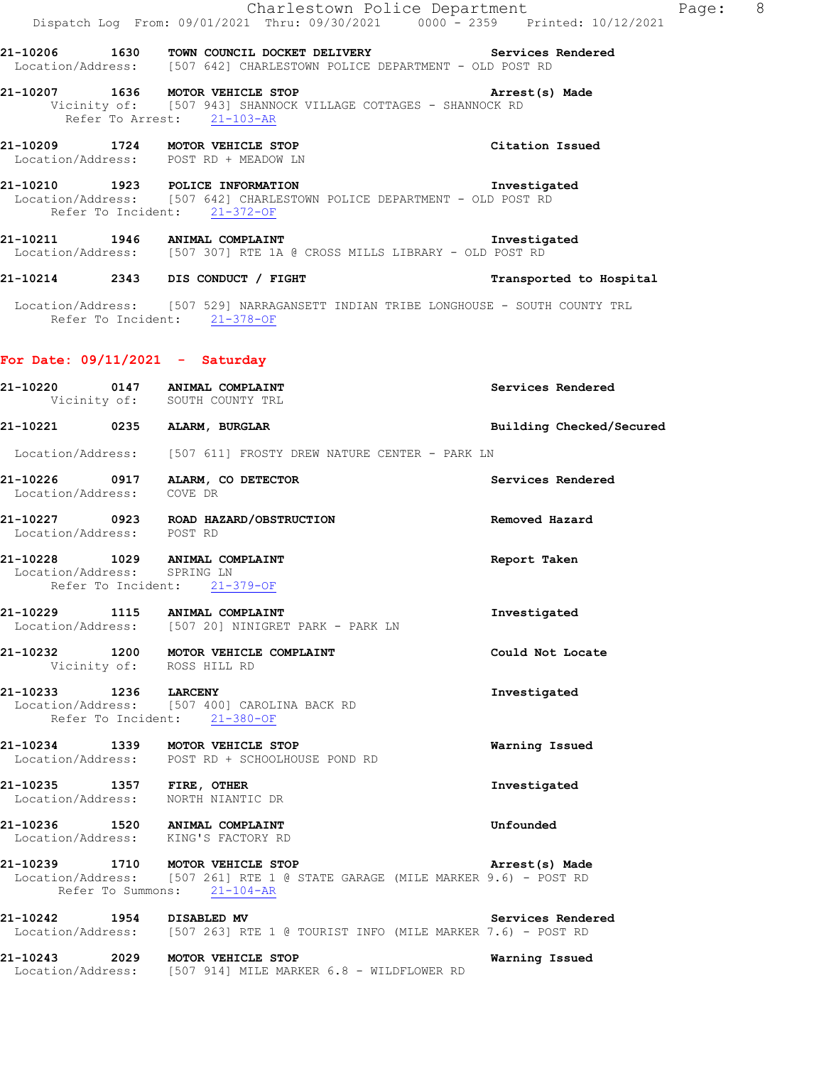21-10206 1630 TOWN COUNCIL DOCKET DELIVERY Services Rendered
Location/Address: [507 642] CHARLESTOWN POLICE DEPARTMENT - OLD POST RD

21-10207 1636 MOTOR VEHICLE STOP Arrest(s) Made
Vicinity of: [507 943] SHANNOCK VILLAGE COTTAGES - SHANNOCK RD
Refer To Arrest: 21-103-AR

21-10209 1724 MOTOR VEHICLE STOP Citation Issued
Location/Address: POST RD + MEADOW LN

21-10210 1923 POLICE INFORMATION Investigated
Location/Address: [507 642] CHARLESTOWN POLICE DEPARTMENT - OLD POST RD
Refer To Incident: 21-372-OF

21-10211 1946 ANIMAL COMPLAINT Investigated
Location/Address: [507 307] RTE 1A @ CROSS MILLS LIBRARY - OLD POST RD

21-10214 2343 DIS CONDUCT / FIGHT Transported to Hospital
Location/Address: [507 529] NARRAGANSETT INDIAN TRIBE LONGHOUSE - SOUTH COUNTY TRL
Refer To Incident: 21-378-OF

**For Date: 09/11/2021 - Saturday**

21-10220 0147 ANIMAL COMPLAINT Services Rendered
Vicinity of: SOUTH COUNTY TRL

21-10221 0235 ALARM, BURGLAR Building Checked/Secured
Location/Address: [507 611] FROSTY DREW NATURE CENTER - PARK LN

21-10226 0917 ALARM, CO DETECTOR Services Rendered
Location/Address: COVE DR

21-10227 0923 ROAD HAZARD/OBSTRUCTION Removed Hazard
Location/Address: POST RD

21-10228 1029 ANIMAL COMPLAINT Report Taken
Location/Address: SPRING LN
Refer To Incident: 21-379-OF

21-10229 1115 ANIMAL COMPLAINT Investigated
Location/Address: [507 20] NINIGRET PARK - PARK LN

21-10232 1200 MOTOR VEHICLE COMPLAINT Could Not Locate
Vicinity of: ROSS HILL RD

21-10233 1236 LARCENY Investigated
Location/Address: [507 400] CAROLINA BACK RD
Refer To Incident: 21-380-OF

21-10234 1339 MOTOR VEHICLE STOP Warning Issued
Location/Address: POST RD + SCHOOLHOUSE POND RD

21-10235 1357 FIRE, OTHER Investigated
Location/Address: NORTH NIANTIC DR

21-10236 1520 ANIMAL COMPLAINT Unfounded
Location/Address: KING'S FACTORY RD

21-10239 1710 MOTOR VEHICLE STOP Arrest(s) Made
Location/Address: [507 261] RTE 1 @ STATE GARAGE (MILE MARKER 9.6) - POST RD
Refer To Summons: 21-104-AR

21-10242 1954 DISABLED MV Services Rendered
Location/Address: [507 263] RTE 1 @ TOURIST INFO (MILE MARKER 7.6) - POST RD

21-10243 2029 MOTOR VEHICLE STOP Warning Issued
Location/Address: [507 914] MILE MARKER 6.8 - WILDFLOWER RD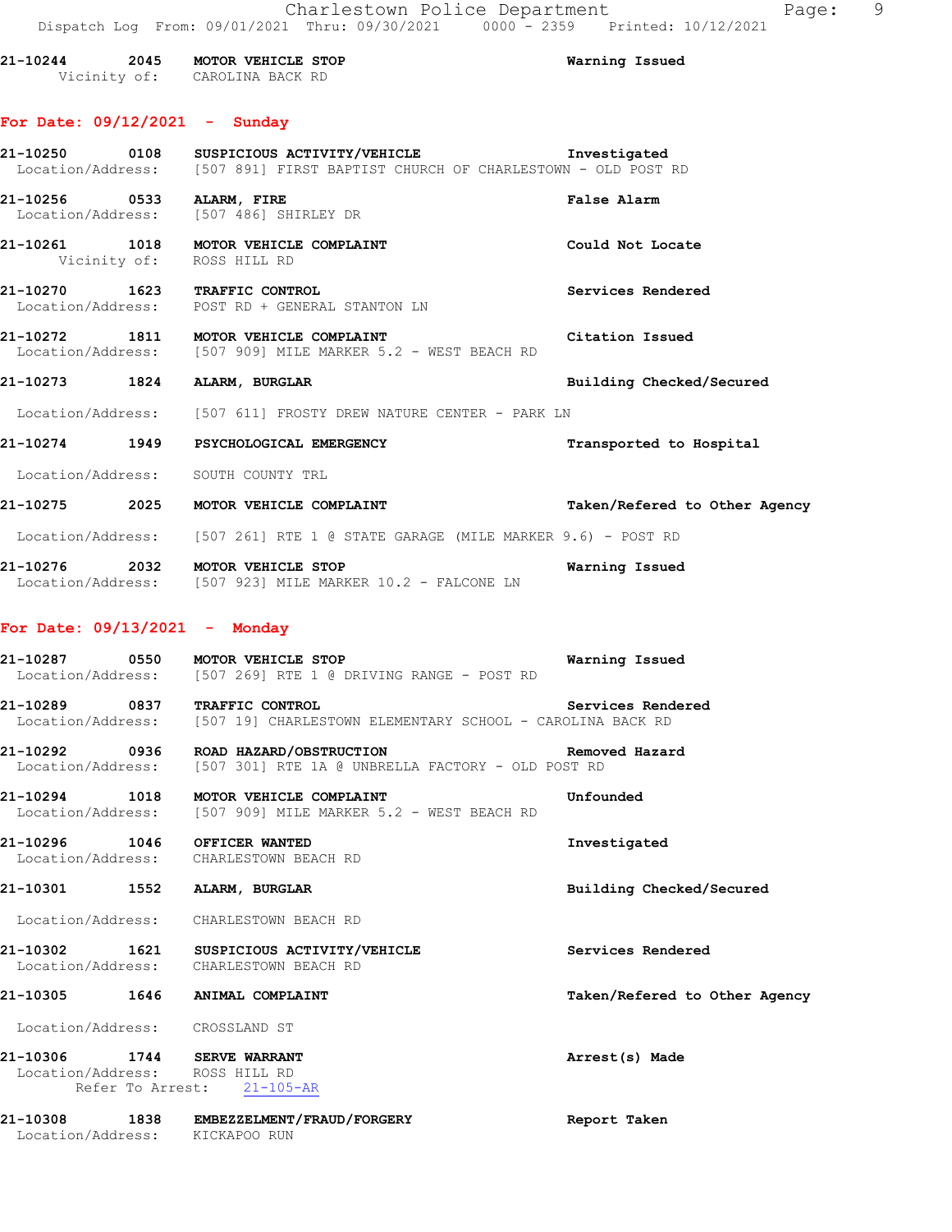21-10244 2045 **MOTOR VEHICLE STOP** **Warning Issued**
Vicinity of: CAROLINA BACK RD

## For Date: 09/12/2021 - Sunday

21-10250 0108 **SUSPICIOUS ACTIVITY/VEHICLE** **Investigated**
Location/Address: [507 891] FIRST BAPTIST CHURCH OF CHARLESTOWN - OLD POST RD

21-10256 0533 **ALARM, FIRE** **False Alarm**
Location/Address: [507 486] SHIRLEY DR

21-10261 1018 **MOTOR VEHICLE COMPLAINT** **Could Not Locate**
Vicinity of: ROSS HILL RD

21-10270 1623 **TRAFFIC CONTROL** **Services Rendered**
Location/Address: POST RD + GENERAL STANTON LN

21-10272 1811 **MOTOR VEHICLE COMPLAINT** **Citation Issued**
Location/Address: [507 909] MILE MARKER 5.2 - WEST BEACH RD

21-10273 1824 **ALARM, BURGLAR** **Building Checked/Secured**
Location/Address: [507 611] FROSTY DREW NATURE CENTER - PARK LN

21-10274 1949 **PSYCHOLOGICAL EMERGENCY** **Transported to Hospital**
Location/Address: SOUTH COUNTY TRL

21-10275 2025 **MOTOR VEHICLE COMPLAINT** **Taken/Refered to Other Agency**
Location/Address: [507 261] RTE 1 @ STATE GARAGE (MILE MARKER 9.6) - POST RD

21-10276 2032 **MOTOR VEHICLE STOP** **Warning Issued**
Location/Address: [507 923] MILE MARKER 10.2 - FALCONE LN

## For Date: 09/13/2021 - Monday

21-10287 0550 **MOTOR VEHICLE STOP** **Warning Issued**
Location/Address: [507 269] RTE 1 @ DRIVING RANGE - POST RD

21-10289 0837 **TRAFFIC CONTROL** **Services Rendered**
Location/Address: [507 19] CHARLESTOWN ELEMENTARY SCHOOL - CAROLINA BACK RD

21-10292 0936 **ROAD HAZARD/OBSTRUCTION** **Removed Hazard**
Location/Address: [507 301] RTE 1A @ UNBRELLA FACTORY - OLD POST RD

21-10294 1018 **MOTOR VEHICLE COMPLAINT** **Unfounded**
Location/Address: [507 909] MILE MARKER 5.2 - WEST BEACH RD

21-10296 1046 **OFFICER WANTED** **Investigated**
Location/Address: CHARLESTOWN BEACH RD

21-10301 1552 **ALARM, BURGLAR** **Building Checked/Secured**
Location/Address: CHARLESTOWN BEACH RD

21-10302 1621 **SUSPICIOUS ACTIVITY/VEHICLE** **Services Rendered**
Location/Address: CHARLESTOWN BEACH RD

21-10305 1646 **ANIMAL COMPLAINT** **Taken/Refered to Other Agency**
Location/Address: CROSSLAND ST

21-10306 1744 **SERVE WARRANT** **Arrest(s) Made**
Location/Address: ROSS HILL RD
Refer To Arrest: 21-105-AR

21-10308 1838 **EMBEZZELMENT/FRAUD/FORGERY** **Report Taken**
Location/Address: KICKAPOO RUN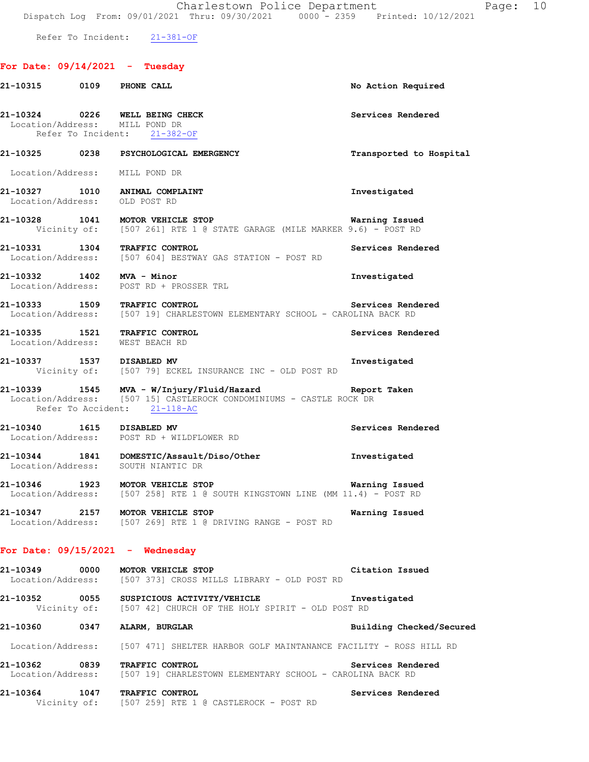Refer To Incident: 21-381-OF

## For Date: 09/14/2021 - Tuesday

**21-10315 0109 PHONE CALL** — No Action Required

**21-10324 0226 WELL BEING CHECK** — Services Rendered
Location/Address: MILL POND DR
Refer To Incident: 21-382-OF

**21-10325 0238 PSYCHOLOGICAL EMERGENCY** — Transported to Hospital
Location/Address: MILL POND DR

**21-10327 1010 ANIMAL COMPLAINT** — Investigated
Location/Address: OLD POST RD

**21-10328 1041 MOTOR VEHICLE STOP** — Warning Issued
Vicinity of: [507 261] RTE 1 @ STATE GARAGE (MILE MARKER 9.6) - POST RD

**21-10331 1304 TRAFFIC CONTROL** — Services Rendered
Location/Address: [507 604] BESTWAY GAS STATION - POST RD

**21-10332 1402 MVA - Minor** — Investigated
Location/Address: POST RD + PROSSER TRL

**21-10333 1509 TRAFFIC CONTROL** — Services Rendered
Location/Address: [507 19] CHARLESTOWN ELEMENTARY SCHOOL - CAROLINA BACK RD

**21-10335 1521 TRAFFIC CONTROL** — Services Rendered
Location/Address: WEST BEACH RD

**21-10337 1537 DISABLED MV** — Investigated
Vicinity of: [507 79] ECKEL INSURANCE INC - OLD POST RD

**21-10339 1545 MVA - W/Injury/Fluid/Hazard** — Report Taken
Location/Address: [507 15] CASTLEROCK CONDOMINIUMS - CASTLE ROCK DR
Refer To Accident: 21-118-AC

**21-10340 1615 DISABLED MV** — Services Rendered
Location/Address: POST RD + WILDFLOWER RD

**21-10344 1841 DOMESTIC/Assault/Diso/Other** — Investigated
Location/Address: SOUTH NIANTIC DR

**21-10346 1923 MOTOR VEHICLE STOP** — Warning Issued
Location/Address: [507 258] RTE 1 @ SOUTH KINGSTOWN LINE (MM 11.4) - POST RD

**21-10347 2157 MOTOR VEHICLE STOP** — Warning Issued
Location/Address: [507 269] RTE 1 @ DRIVING RANGE - POST RD

## For Date: 09/15/2021 - Wednesday

**21-10349 0000 MOTOR VEHICLE STOP** — Citation Issued
Location/Address: [507 373] CROSS MILLS LIBRARY - OLD POST RD

**21-10352 0055 SUSPICIOUS ACTIVITY/VEHICLE** — Investigated
Vicinity of: [507 42] CHURCH OF THE HOLY SPIRIT - OLD POST RD

**21-10360 0347 ALARM, BURGLAR** — Building Checked/Secured
Location/Address: [507 471] SHELTER HARBOR GOLF MAINTANANCE FACILITY - ROSS HILL RD

**21-10362 0839 TRAFFIC CONTROL** — Services Rendered
Location/Address: [507 19] CHARLESTOWN ELEMENTARY SCHOOL - CAROLINA BACK RD

**21-10364 1047 TRAFFIC CONTROL** — Services Rendered
Vicinity of: [507 259] RTE 1 @ CASTLEROCK - POST RD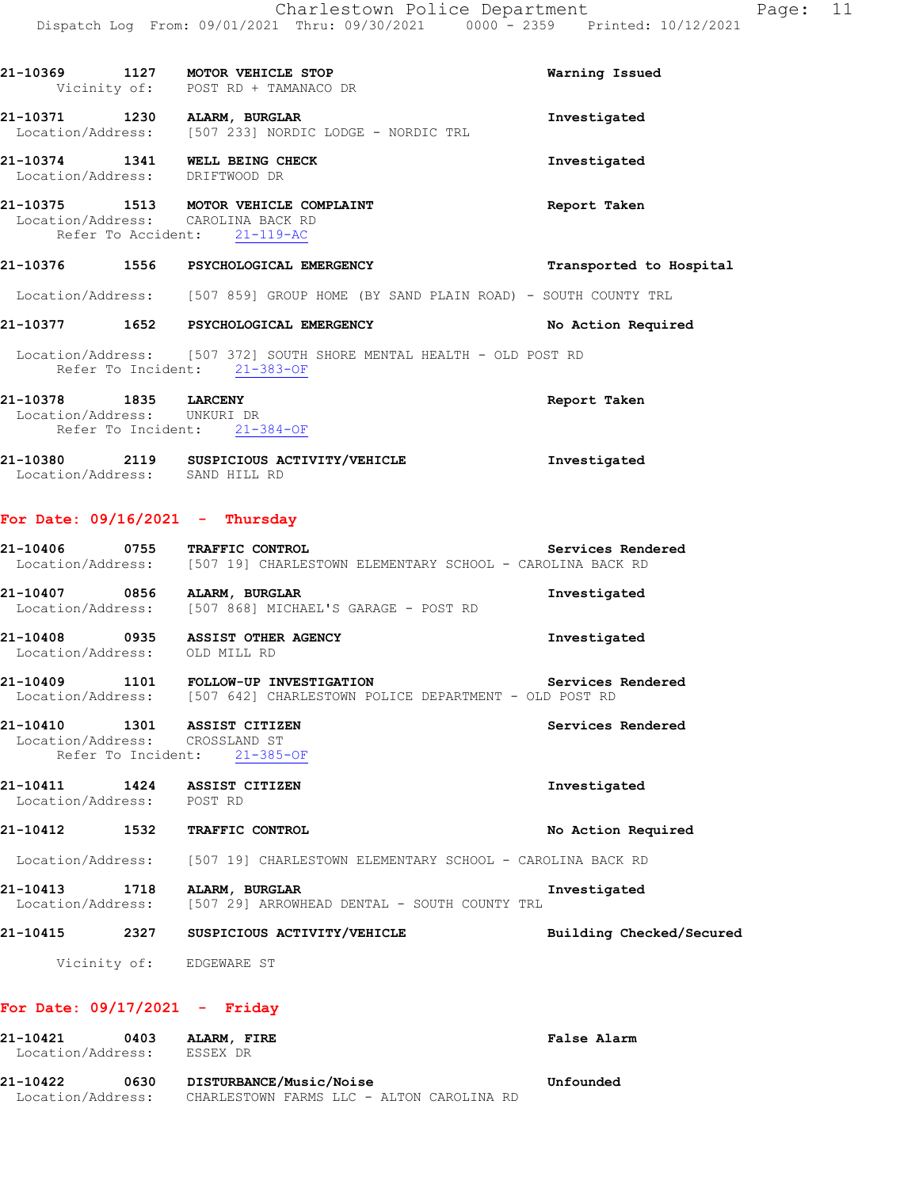21-10369 1127 **MOTOR VEHICLE STOP** **Warning Issued**
Vicinity of: POST RD + TAMANACO DR

21-10371 1230 **ALARM, BURGLAR** **Investigated**
Location/Address: [507 233] NORDIC LODGE - NORDIC TRL

21-10374 1341 **WELL BEING CHECK** **Investigated**
Location/Address: DRIFTWOOD DR

21-10375 1513 **MOTOR VEHICLE COMPLAINT** **Report Taken**
Location/Address: CAROLINA BACK RD
Refer To Accident: 21-119-AC

21-10376 1556 **PSYCHOLOGICAL EMERGENCY** **Transported to Hospital**
Location/Address: [507 859] GROUP HOME (BY SAND PLAIN ROAD) - SOUTH COUNTY TRL

21-10377 1652 **PSYCHOLOGICAL EMERGENCY** **No Action Required**
Location/Address: [507 372] SOUTH SHORE MENTAL HEALTH - OLD POST RD
Refer To Incident: 21-383-OF

21-10378 1835 **LARCENY** **Report Taken**
Location/Address: UNKURI DR
Refer To Incident: 21-384-OF

21-10380 2119 **SUSPICIOUS ACTIVITY/VEHICLE** **Investigated**
Location/Address: SAND HILL RD

## For Date: 09/16/2021 - Thursday

21-10406 0755 **TRAFFIC CONTROL** **Services Rendered**
Location/Address: [507 19] CHARLESTOWN ELEMENTARY SCHOOL - CAROLINA BACK RD

21-10407 0856 **ALARM, BURGLAR** **Investigated**
Location/Address: [507 868] MICHAEL'S GARAGE - POST RD

21-10408 0935 **ASSIST OTHER AGENCY** **Investigated**
Location/Address: OLD MILL RD

21-10409 1101 **FOLLOW-UP INVESTIGATION** **Services Rendered**
Location/Address: [507 642] CHARLESTOWN POLICE DEPARTMENT - OLD POST RD

21-10410 1301 **ASSIST CITIZEN** **Services Rendered**
Location/Address: CROSSLAND ST
Refer To Incident: 21-385-OF

21-10411 1424 **ASSIST CITIZEN** **Investigated**
Location/Address: POST RD

21-10412 1532 **TRAFFIC CONTROL** **No Action Required**
Location/Address: [507 19] CHARLESTOWN ELEMENTARY SCHOOL - CAROLINA BACK RD

21-10413 1718 **ALARM, BURGLAR** **Investigated**
Location/Address: [507 29] ARROWHEAD DENTAL - SOUTH COUNTY TRL

21-10415 2327 **SUSPICIOUS ACTIVITY/VEHICLE** **Building Checked/Secured**
Vicinity of: EDGEWARE ST

## For Date: 09/17/2021 - Friday

21-10421 0403 **ALARM, FIRE** **False Alarm**
Location/Address: ESSEX DR

21-10422 0630 **DISTURBANCE/Music/Noise** **Unfounded**
Location/Address: CHARLESTOWN FARMS LLC - ALTON CAROLINA RD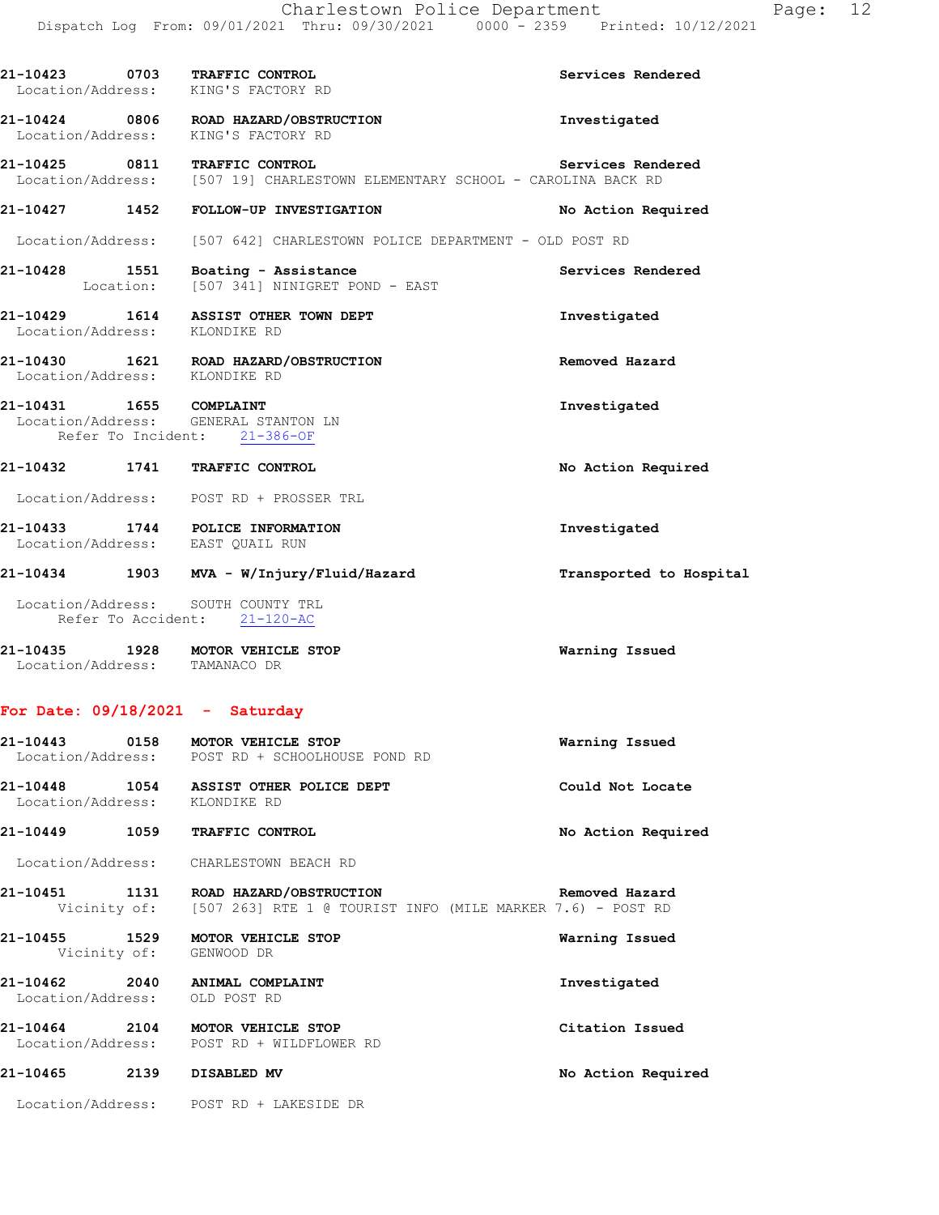21-10423 0703 **TRAFFIC CONTROL** **Services Rendered**
Location/Address: KING'S FACTORY RD

21-10424 0806 **ROAD HAZARD/OBSTRUCTION** **Investigated**
Location/Address: KING'S FACTORY RD

21-10425 0811 **TRAFFIC CONTROL** **Services Rendered**
Location/Address: [507 19] CHARLESTOWN ELEMENTARY SCHOOL - CAROLINA BACK RD

21-10427 1452 **FOLLOW-UP INVESTIGATION** **No Action Required**
Location/Address: [507 642] CHARLESTOWN POLICE DEPARTMENT - OLD POST RD

21-10428 1551 **Boating - Assistance** **Services Rendered**
Location: [507 341] NINIGRET POND - EAST

21-10429 1614 **ASSIST OTHER TOWN DEPT** **Investigated**
Location/Address: KLONDIKE RD

21-10430 1621 **ROAD HAZARD/OBSTRUCTION** **Removed Hazard**
Location/Address: KLONDIKE RD

21-10431 1655 **COMPLAINT** **Investigated**
Location/Address: GENERAL STANTON LN
Refer To Incident: 21-386-OF

21-10432 1741 **TRAFFIC CONTROL** **No Action Required**
Location/Address: POST RD + PROSSER TRL

21-10433 1744 **POLICE INFORMATION** **Investigated**
Location/Address: EAST QUAIL RUN

21-10434 1903 **MVA - W/Injury/Fluid/Hazard** **Transported to Hospital**
Location/Address: SOUTH COUNTY TRL
Refer To Accident: 21-120-AC

21-10435 1928 **MOTOR VEHICLE STOP** **Warning Issued**
Location/Address: TAMANACO DR

## For Date: 09/18/2021 - Saturday

21-10443 0158 **MOTOR VEHICLE STOP** **Warning Issued**
Location/Address: POST RD + SCHOOLHOUSE POND RD

21-10448 1054 **ASSIST OTHER POLICE DEPT** **Could Not Locate**
Location/Address: KLONDIKE RD

21-10449 1059 **TRAFFIC CONTROL** **No Action Required**
Location/Address: CHARLESTOWN BEACH RD

21-10451 1131 **ROAD HAZARD/OBSTRUCTION** **Removed Hazard**
Vicinity of: [507 263] RTE 1 @ TOURIST INFO (MILE MARKER 7.6) - POST RD

21-10455 1529 **MOTOR VEHICLE STOP** **Warning Issued**
Vicinity of: GENWOOD DR

21-10462 2040 **ANIMAL COMPLAINT** **Investigated**
Location/Address: OLD POST RD

21-10464 2104 **MOTOR VEHICLE STOP** **Citation Issued**
Location/Address: POST RD + WILDFLOWER RD

21-10465 2139 **DISABLED MV** **No Action Required**
Location/Address: POST RD + LAKESIDE DR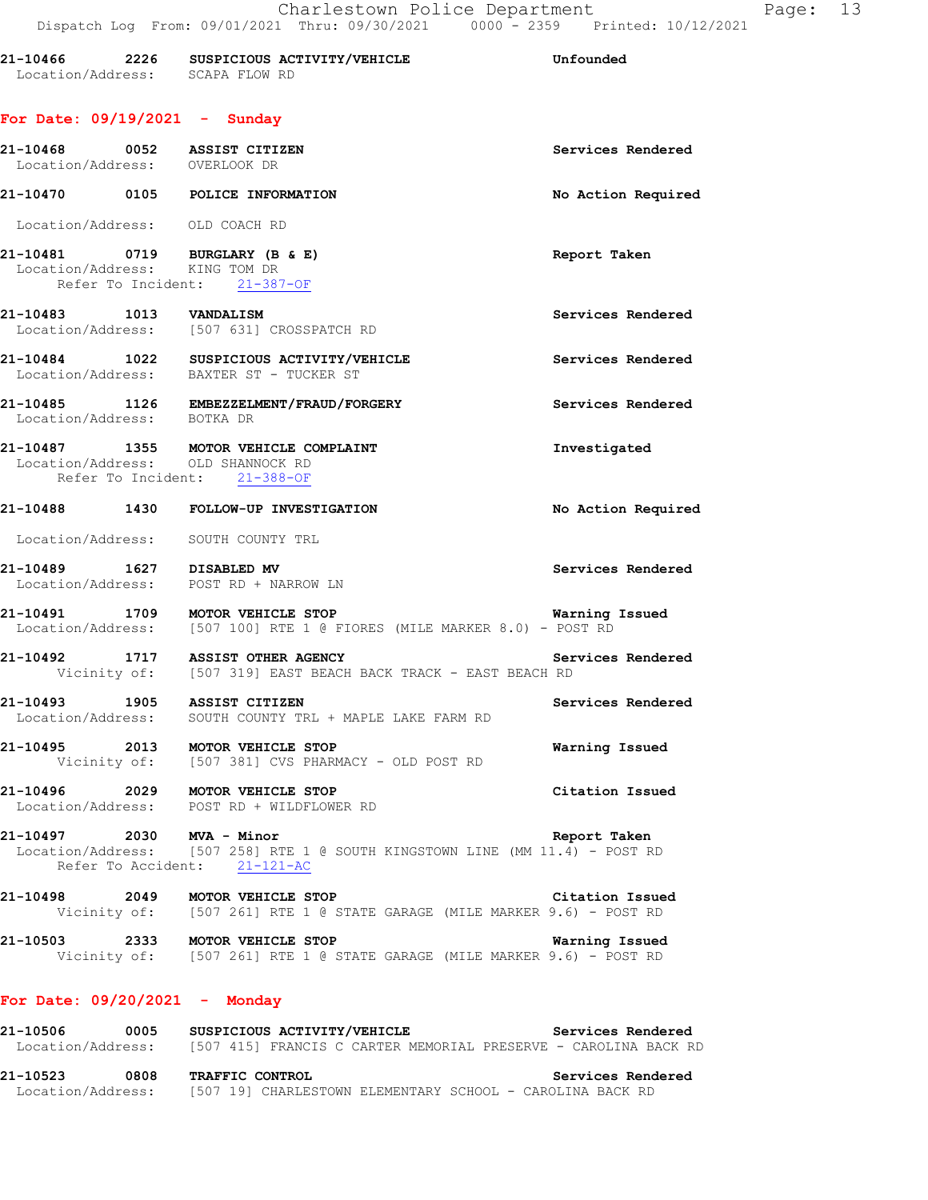21-10466 2226 **SUSPICIOUS ACTIVITY/VEHICLE** Unfounded
Location/Address: SCAPA FLOW RD

## For Date: 09/19/2021 - Sunday

**21-10468** 0052 **ASSIST CITIZEN** Services Rendered
Location/Address: OVERLOOK DR

**21-10470** 0105 **POLICE INFORMATION** No Action Required
Location/Address: OLD COACH RD

**21-10481** 0719 **BURGLARY (B & E)** Report Taken
Location/Address: KING TOM DR
Refer To Incident: 21-387-OF

**21-10483** 1013 **VANDALISM** Services Rendered
Location/Address: [507 631] CROSSPATCH RD

**21-10484** 1022 **SUSPICIOUS ACTIVITY/VEHICLE** Services Rendered
Location/Address: BAXTER ST - TUCKER ST

**21-10485** 1126 **EMBEZZELMENT/FRAUD/FORGERY** Services Rendered
Location/Address: BOTKA DR

**21-10487** 1355 **MOTOR VEHICLE COMPLAINT** Investigated
Location/Address: OLD SHANNOCK RD
Refer To Incident: 21-388-OF

**21-10488** 1430 **FOLLOW-UP INVESTIGATION** No Action Required
Location/Address: SOUTH COUNTY TRL

**21-10489** 1627 **DISABLED MV** Services Rendered
Location/Address: POST RD + NARROW LN

**21-10491** 1709 **MOTOR VEHICLE STOP** Warning Issued
Location/Address: [507 100] RTE 1 @ FIORES (MILE MARKER 8.0) - POST RD

**21-10492** 1717 **ASSIST OTHER AGENCY** Services Rendered
Vicinity of: [507 319] EAST BEACH BACK TRACK - EAST BEACH RD

**21-10493** 1905 **ASSIST CITIZEN** Services Rendered
Location/Address: SOUTH COUNTY TRL + MAPLE LAKE FARM RD

**21-10495** 2013 **MOTOR VEHICLE STOP** Warning Issued
Vicinity of: [507 381] CVS PHARMACY - OLD POST RD

**21-10496** 2029 **MOTOR VEHICLE STOP** Citation Issued
Location/Address: POST RD + WILDFLOWER RD

**21-10497** 2030 **MVA - Minor** Report Taken
Location/Address: [507 258] RTE 1 @ SOUTH KINGSTOWN LINE (MM 11.4) - POST RD
Refer To Accident: 21-121-AC

**21-10498** 2049 **MOTOR VEHICLE STOP** Citation Issued
Vicinity of: [507 261] RTE 1 @ STATE GARAGE (MILE MARKER 9.6) - POST RD

**21-10503** 2333 **MOTOR VEHICLE STOP** Warning Issued
Vicinity of: [507 261] RTE 1 @ STATE GARAGE (MILE MARKER 9.6) - POST RD

## For Date: 09/20/2021 - Monday

**21-10506** 0005 **SUSPICIOUS ACTIVITY/VEHICLE** Services Rendered
Location/Address: [507 415] FRANCIS C CARTER MEMORIAL PRESERVE - CAROLINA BACK RD

**21-10523** 0808 **TRAFFIC CONTROL** Services Rendered
Location/Address: [507 19] CHARLESTOWN ELEMENTARY SCHOOL - CAROLINA BACK RD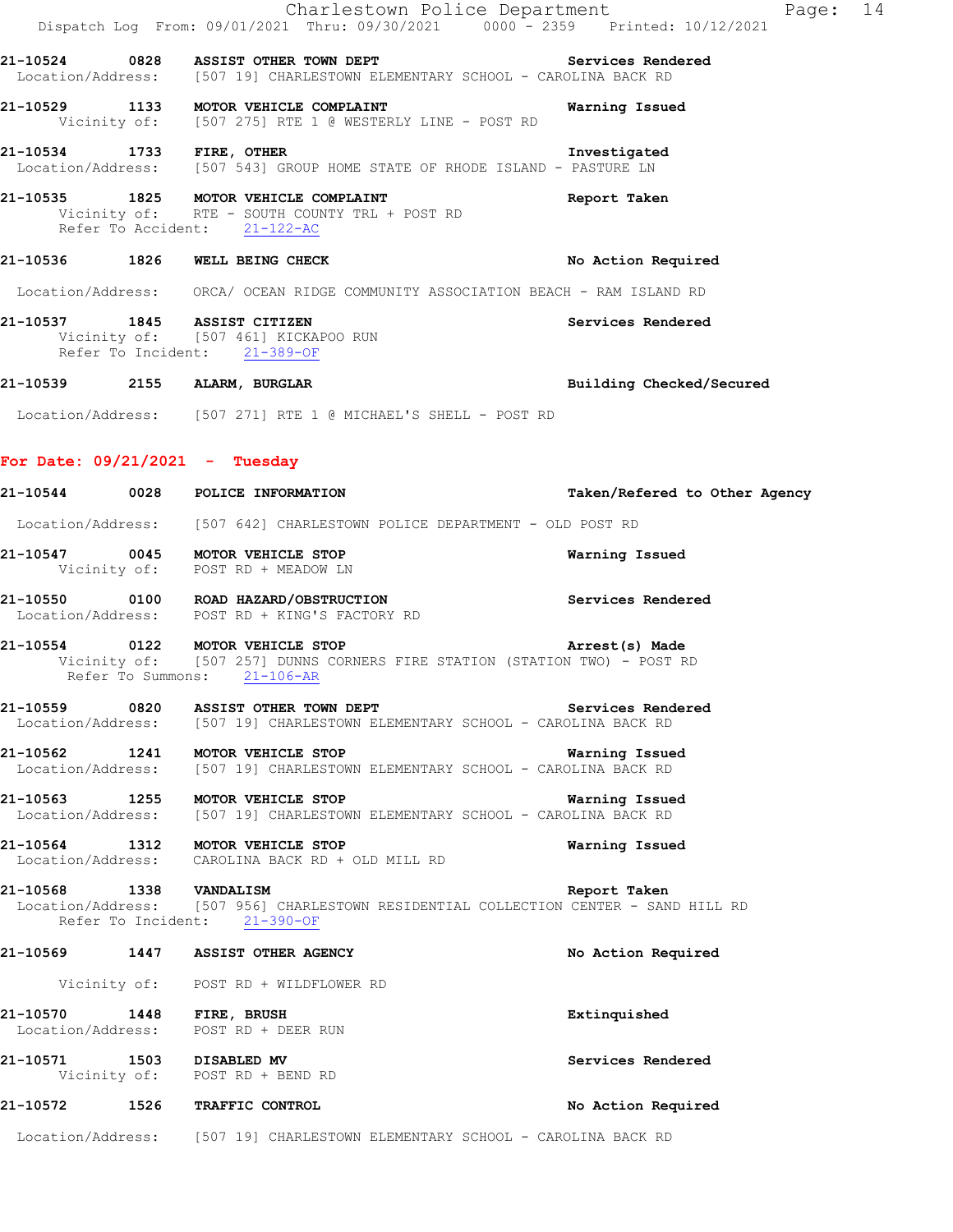**21-10524 0828 ASSIST OTHER TOWN DEPT** — Services Rendered
Location/Address: [507 19] CHARLESTOWN ELEMENTARY SCHOOL - CAROLINA BACK RD

**21-10529 1133 MOTOR VEHICLE COMPLAINT** — Warning Issued
Vicinity of: [507 275] RTE 1 @ WESTERLY LINE - POST RD

**21-10534 1733 FIRE, OTHER** — Investigated
Location/Address: [507 543] GROUP HOME STATE OF RHODE ISLAND - PASTURE LN

**21-10535 1825 MOTOR VEHICLE COMPLAINT** — Report Taken
Vicinity of: RTE - SOUTH COUNTY TRL + POST RD
Refer To Accident: 21-122-AC

**21-10536 1826 WELL BEING CHECK** — No Action Required
Location/Address: ORCA/ OCEAN RIDGE COMMUNITY ASSOCIATION BEACH - RAM ISLAND RD

**21-10537 1845 ASSIST CITIZEN** — Services Rendered
Vicinity of: [507 461] KICKAPOO RUN
Refer To Incident: 21-389-OF

**21-10539 2155 ALARM, BURGLAR** — Building Checked/Secured
Location/Address: [507 271] RTE 1 @ MICHAEL'S SHELL - POST RD

## For Date: 09/21/2021 - Tuesday

**21-10544 0028 POLICE INFORMATION** — Taken/Refered to Other Agency
Location/Address: [507 642] CHARLESTOWN POLICE DEPARTMENT - OLD POST RD

**21-10547 0045 MOTOR VEHICLE STOP** — Warning Issued
Vicinity of: POST RD + MEADOW LN

**21-10550 0100 ROAD HAZARD/OBSTRUCTION** — Services Rendered
Location/Address: POST RD + KING'S FACTORY RD

**21-10554 0122 MOTOR VEHICLE STOP** — Arrest(s) Made
Vicinity of: [507 257] DUNNS CORNERS FIRE STATION (STATION TWO) - POST RD
Refer To Summons: 21-106-AR

**21-10559 0820 ASSIST OTHER TOWN DEPT** — Services Rendered
Location/Address: [507 19] CHARLESTOWN ELEMENTARY SCHOOL - CAROLINA BACK RD

**21-10562 1241 MOTOR VEHICLE STOP** — Warning Issued
Location/Address: [507 19] CHARLESTOWN ELEMENTARY SCHOOL - CAROLINA BACK RD

**21-10563 1255 MOTOR VEHICLE STOP** — Warning Issued
Location/Address: [507 19] CHARLESTOWN ELEMENTARY SCHOOL - CAROLINA BACK RD

**21-10564 1312 MOTOR VEHICLE STOP** — Warning Issued
Location/Address: CAROLINA BACK RD + OLD MILL RD

**21-10568 1338 VANDALISM** — Report Taken
Location/Address: [507 956] CHARLESTOWN RESIDENTIAL COLLECTION CENTER - SAND HILL RD
Refer To Incident: 21-390-OF

**21-10569 1447 ASSIST OTHER AGENCY** — No Action Required
Vicinity of: POST RD + WILDFLOWER RD

**21-10570 1448 FIRE, BRUSH** — Extinquished
Location/Address: POST RD + DEER RUN

**21-10571 1503 DISABLED MV** — Services Rendered
Vicinity of: POST RD + BEND RD

**21-10572 1526 TRAFFIC CONTROL** — No Action Required
Location/Address: [507 19] CHARLESTOWN ELEMENTARY SCHOOL - CAROLINA BACK RD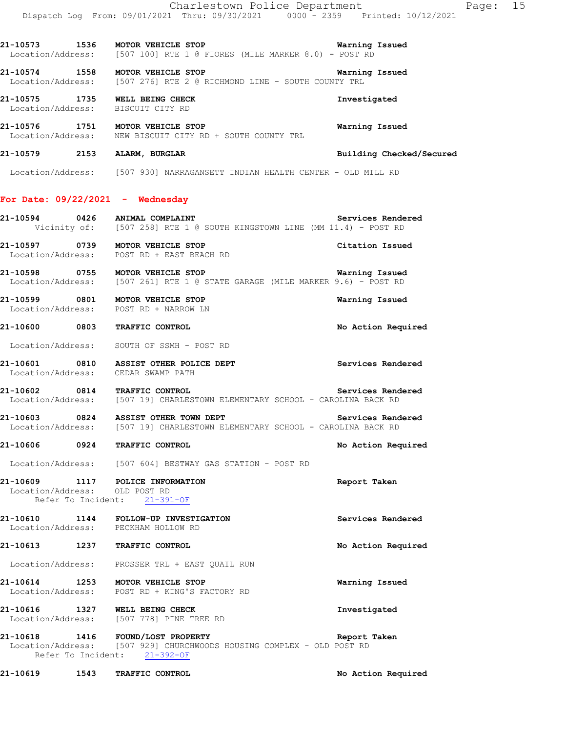21-10573 1536 **MOTOR VEHICLE STOP** Warning Issued
Location/Address: [507 100] RTE 1 @ FIORES (MILE MARKER 8.0) - POST RD

21-10574 1558 **MOTOR VEHICLE STOP** Warning Issued
Location/Address: [507 276] RTE 2 @ RICHMOND LINE - SOUTH COUNTY TRL

21-10575 1735 **WELL BEING CHECK** Investigated
Location/Address: BISCUIT CITY RD

21-10576 1751 **MOTOR VEHICLE STOP** Warning Issued
Location/Address: NEW BISCUIT CITY RD + SOUTH COUNTY TRL

21-10579 2153 **ALARM, BURGLAR** Building Checked/Secured
Location/Address: [507 930] NARRAGANSETT INDIAN HEALTH CENTER - OLD MILL RD

## For Date: 09/22/2021 - Wednesday

21-10594 0426 **ANIMAL COMPLAINT** Services Rendered
Vicinity of: [507 258] RTE 1 @ SOUTH KINGSTOWN LINE (MM 11.4) - POST RD

21-10597 0739 **MOTOR VEHICLE STOP** Citation Issued
Location/Address: POST RD + EAST BEACH RD

21-10598 0755 **MOTOR VEHICLE STOP** Warning Issued
Location/Address: [507 261] RTE 1 @ STATE GARAGE (MILE MARKER 9.6) - POST RD

21-10599 0801 **MOTOR VEHICLE STOP** Warning Issued
Location/Address: POST RD + NARROW LN

21-10600 0803 **TRAFFIC CONTROL** No Action Required
Location/Address: SOUTH OF SSMH - POST RD

21-10601 0810 **ASSIST OTHER POLICE DEPT** Services Rendered
Location/Address: CEDAR SWAMP PATH

21-10602 0814 **TRAFFIC CONTROL** Services Rendered
Location/Address: [507 19] CHARLESTOWN ELEMENTARY SCHOOL - CAROLINA BACK RD

21-10603 0824 **ASSIST OTHER TOWN DEPT** Services Rendered
Location/Address: [507 19] CHARLESTOWN ELEMENTARY SCHOOL - CAROLINA BACK RD

21-10606 0924 **TRAFFIC CONTROL** No Action Required
Location/Address: [507 604] BESTWAY GAS STATION - POST RD

21-10609 1117 **POLICE INFORMATION** Report Taken
Location/Address: OLD POST RD
Refer To Incident: 21-391-OF

21-10610 1144 **FOLLOW-UP INVESTIGATION** Services Rendered
Location/Address: PECKHAM HOLLOW RD

21-10613 1237 **TRAFFIC CONTROL** No Action Required
Location/Address: PROSSER TRL + EAST QUAIL RUN

21-10614 1253 **MOTOR VEHICLE STOP** Warning Issued
Location/Address: POST RD + KING'S FACTORY RD

21-10616 1327 **WELL BEING CHECK** Investigated
Location/Address: [507 778] PINE TREE RD

21-10618 1416 **FOUND/LOST PROPERTY** Report Taken
Location/Address: [507 929] CHURCHWOODS HOUSING COMPLEX - OLD POST RD
Refer To Incident: 21-392-OF

21-10619 1543 **TRAFFIC CONTROL** No Action Required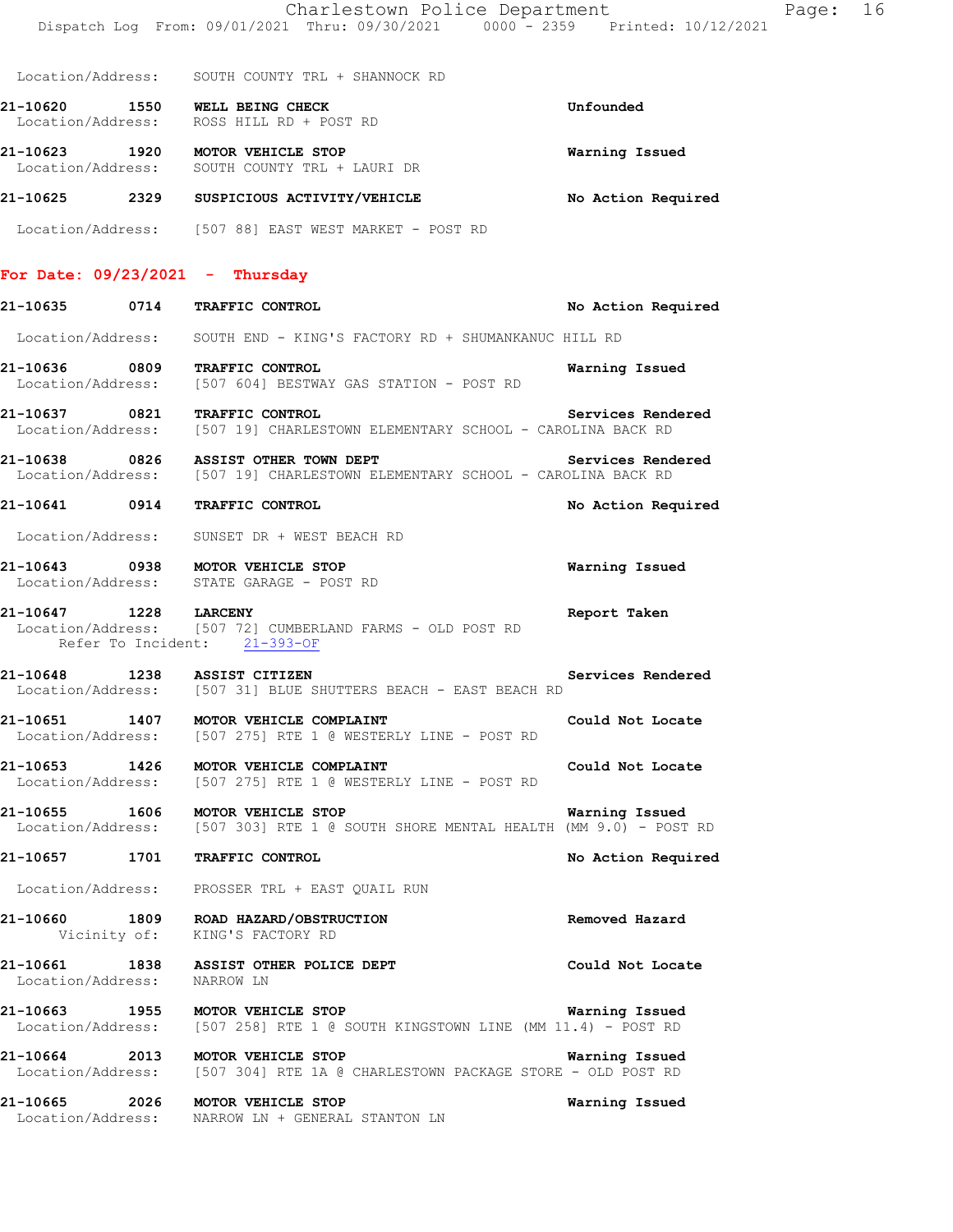Location/Address: SOUTH COUNTY TRL + SHANNOCK RD

**21-10620 1550 WELL BEING CHECK** **Unfounded**
Location/Address: ROSS HILL RD + POST RD

**21-10623 1920 MOTOR VEHICLE STOP** **Warning Issued**
Location/Address: SOUTH COUNTY TRL + LAURI DR

**21-10625 2329 SUSPICIOUS ACTIVITY/VEHICLE** **No Action Required**
Location/Address: [507 88] EAST WEST MARKET - POST RD

## For Date: 09/23/2021 - Thursday

**21-10635 0714 TRAFFIC CONTROL** **No Action Required**
Location/Address: SOUTH END - KING'S FACTORY RD + SHUMANKANUC HILL RD

**21-10636 0809 TRAFFIC CONTROL** **Warning Issued**
Location/Address: [507 604] BESTWAY GAS STATION - POST RD

**21-10637 0821 TRAFFIC CONTROL** **Services Rendered**
Location/Address: [507 19] CHARLESTOWN ELEMENTARY SCHOOL - CAROLINA BACK RD

**21-10638 0826 ASSIST OTHER TOWN DEPT** **Services Rendered**
Location/Address: [507 19] CHARLESTOWN ELEMENTARY SCHOOL - CAROLINA BACK RD

**21-10641 0914 TRAFFIC CONTROL** **No Action Required**
Location/Address: SUNSET DR + WEST BEACH RD

**21-10643 0938 MOTOR VEHICLE STOP** **Warning Issued**
Location/Address: STATE GARAGE - POST RD

**21-10647 1228 LARCENY** **Report Taken**
Location/Address: [507 72] CUMBERLAND FARMS - OLD POST RD
Refer To Incident: 21-393-OF

**21-10648 1238 ASSIST CITIZEN** **Services Rendered**
Location/Address: [507 31] BLUE SHUTTERS BEACH - EAST BEACH RD

**21-10651 1407 MOTOR VEHICLE COMPLAINT** **Could Not Locate**
Location/Address: [507 275] RTE 1 @ WESTERLY LINE - POST RD

**21-10653 1426 MOTOR VEHICLE COMPLAINT** **Could Not Locate**
Location/Address: [507 275] RTE 1 @ WESTERLY LINE - POST RD

**21-10655 1606 MOTOR VEHICLE STOP** **Warning Issued**
Location/Address: [507 303] RTE 1 @ SOUTH SHORE MENTAL HEALTH (MM 9.0) - POST RD

**21-10657 1701 TRAFFIC CONTROL** **No Action Required**
Location/Address: PROSSER TRL + EAST QUAIL RUN

**21-10660 1809 ROAD HAZARD/OBSTRUCTION** **Removed Hazard**
Vicinity of: KING'S FACTORY RD

**21-10661 1838 ASSIST OTHER POLICE DEPT** **Could Not Locate**
Location/Address: NARROW LN

**21-10663 1955 MOTOR VEHICLE STOP** **Warning Issued**
Location/Address: [507 258] RTE 1 @ SOUTH KINGSTOWN LINE (MM 11.4) - POST RD

**21-10664 2013 MOTOR VEHICLE STOP** **Warning Issued**
Location/Address: [507 304] RTE 1A @ CHARLESTOWN PACKAGE STORE - OLD POST RD

**21-10665 2026 MOTOR VEHICLE STOP** **Warning Issued**
Location/Address: NARROW LN + GENERAL STANTON LN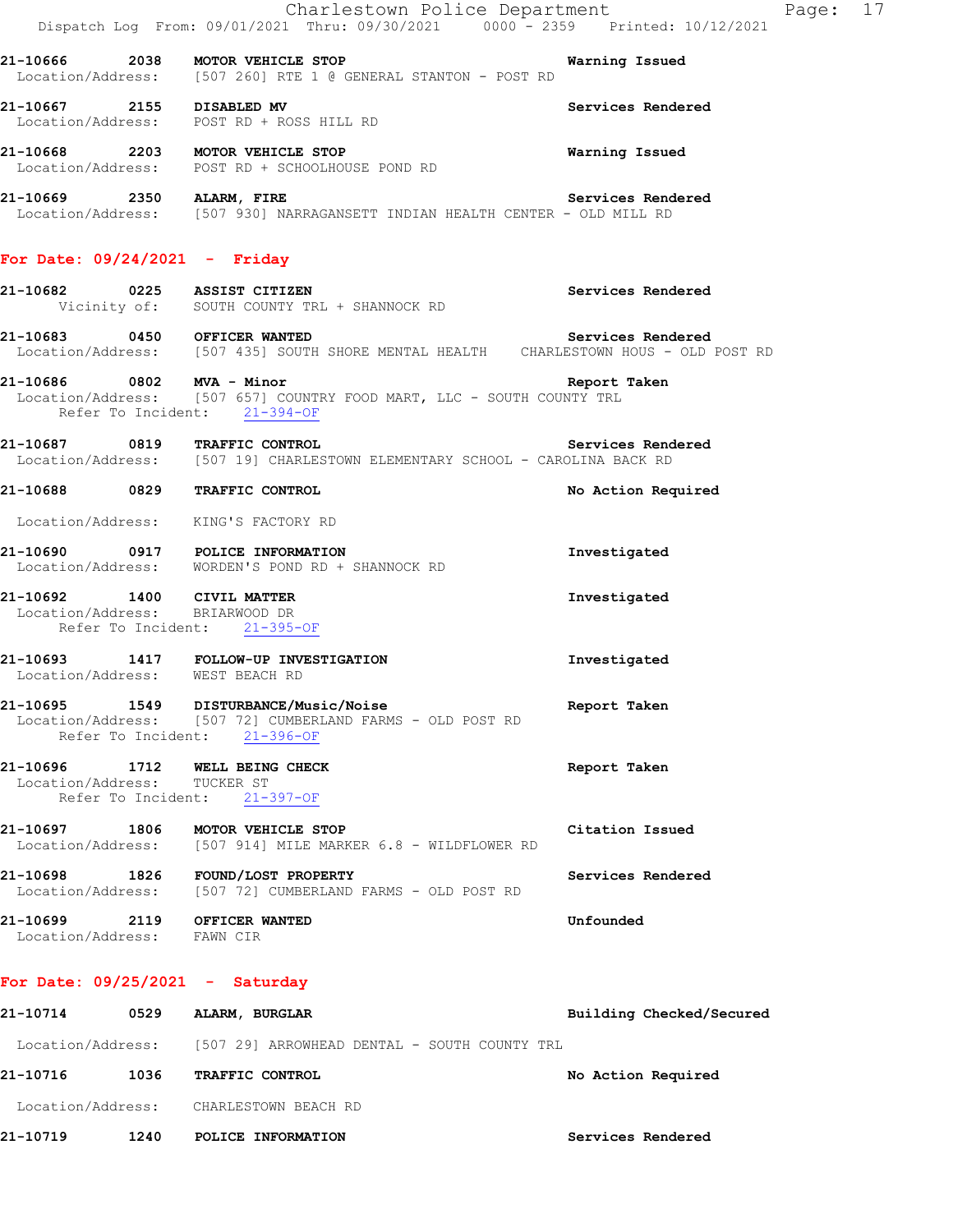21-10666 2038 **MOTOR VEHICLE STOP** Warning Issued
Location/Address: [507 260] RTE 1 @ GENERAL STANTON - POST RD

21-10667 2155 **DISABLED MV** Services Rendered
Location/Address: POST RD + ROSS HILL RD

21-10668 2203 **MOTOR VEHICLE STOP** Warning Issued
Location/Address: POST RD + SCHOOLHOUSE POND RD

21-10669 2350 **ALARM, FIRE** Services Rendered
Location/Address: [507 930] NARRAGANSETT INDIAN HEALTH CENTER - OLD MILL RD

## For Date: 09/24/2021 - Friday

21-10682 0225 **ASSIST CITIZEN** Services Rendered
Vicinity of: SOUTH COUNTY TRL + SHANNOCK RD

21-10683 0450 **OFFICER WANTED** Services Rendered
Location/Address: [507 435] SOUTH SHORE MENTAL HEALTH CHARLESTOWN HOUS - OLD POST RD

21-10686 0802 **MVA - Minor** Report Taken
Location/Address: [507 657] COUNTRY FOOD MART, LLC - SOUTH COUNTY TRL
Refer To Incident: 21-394-OF

21-10687 0819 **TRAFFIC CONTROL** Services Rendered
Location/Address: [507 19] CHARLESTOWN ELEMENTARY SCHOOL - CAROLINA BACK RD

21-10688 0829 **TRAFFIC CONTROL** No Action Required
Location/Address: KING'S FACTORY RD

21-10690 0917 **POLICE INFORMATION** Investigated
Location/Address: WORDEN'S POND RD + SHANNOCK RD

21-10692 1400 **CIVIL MATTER** Investigated
Location/Address: BRIARWOOD DR
Refer To Incident: 21-395-OF

21-10693 1417 **FOLLOW-UP INVESTIGATION** Investigated
Location/Address: WEST BEACH RD

21-10695 1549 **DISTURBANCE/Music/Noise** Report Taken
Location/Address: [507 72] CUMBERLAND FARMS - OLD POST RD
Refer To Incident: 21-396-OF

21-10696 1712 **WELL BEING CHECK** Report Taken
Location/Address: TUCKER ST
Refer To Incident: 21-397-OF

21-10697 1806 **MOTOR VEHICLE STOP** Citation Issued
Location/Address: [507 914] MILE MARKER 6.8 - WILDFLOWER RD

21-10698 1826 **FOUND/LOST PROPERTY** Services Rendered
Location/Address: [507 72] CUMBERLAND FARMS - OLD POST RD

21-10699 2119 **OFFICER WANTED** Unfounded
Location/Address: FAWN CIR

## For Date: 09/25/2021 - Saturday

21-10714 0529 **ALARM, BURGLAR** Building Checked/Secured
Location/Address: [507 29] ARROWHEAD DENTAL - SOUTH COUNTY TRL

21-10716 1036 **TRAFFIC CONTROL** No Action Required
Location/Address: CHARLESTOWN BEACH RD

21-10719 1240 **POLICE INFORMATION** Services Rendered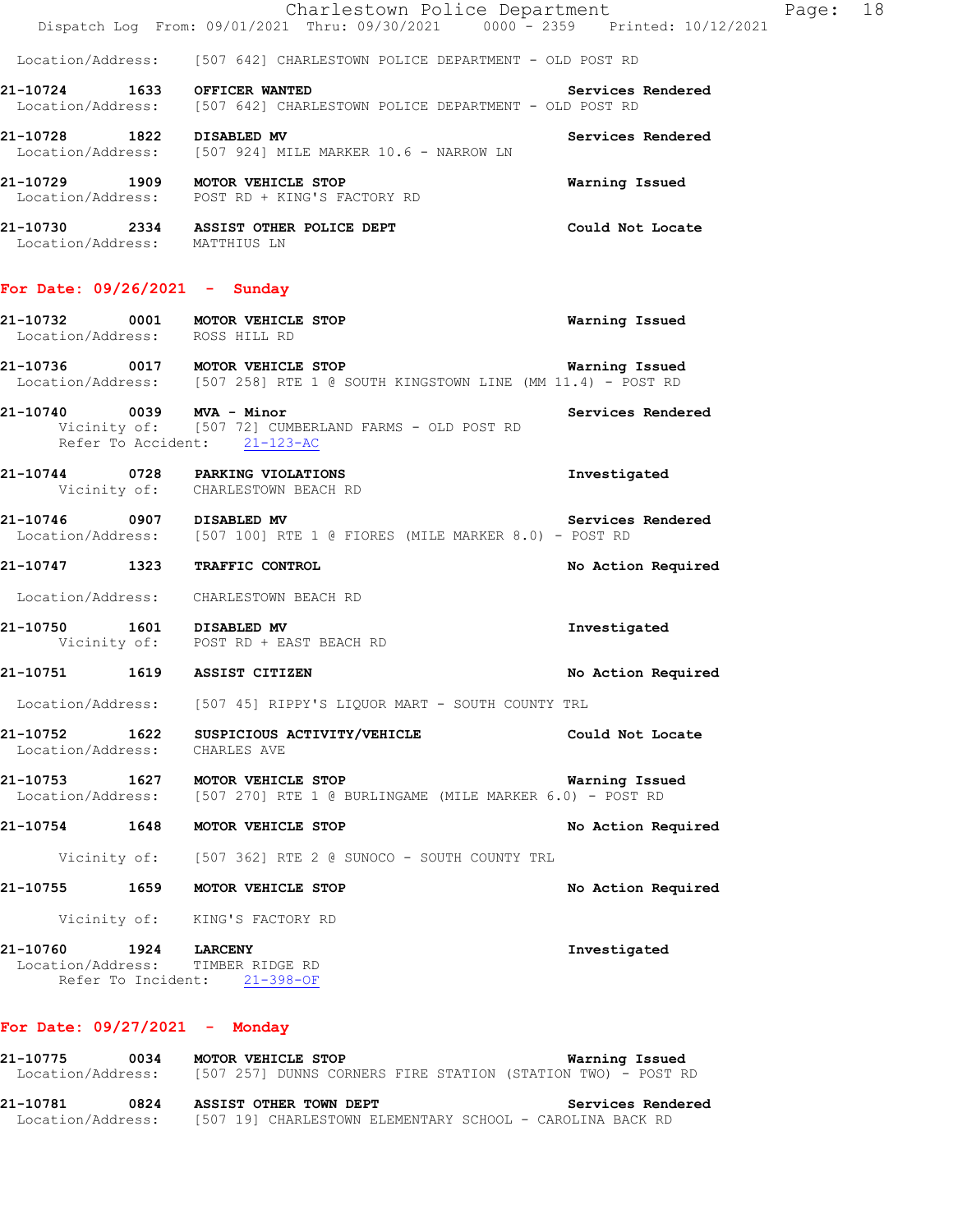Location/Address: [507 642] CHARLESTOWN POLICE DEPARTMENT - OLD POST RD

**21-10724 1633 OFFICER WANTED** Services Rendered
Location/Address: [507 642] CHARLESTOWN POLICE DEPARTMENT - OLD POST RD

**21-10728 1822 DISABLED MV** Services Rendered
Location/Address: [507 924] MILE MARKER 10.6 - NARROW LN

**21-10729 1909 MOTOR VEHICLE STOP** Warning Issued
Location/Address: POST RD + KING'S FACTORY RD

**21-10730 2334 ASSIST OTHER POLICE DEPT** Could Not Locate
Location/Address: MATTHIUS LN

## For Date: 09/26/2021 - Sunday

**21-10732 0001 MOTOR VEHICLE STOP** Warning Issued
Location/Address: ROSS HILL RD

**21-10736 0017 MOTOR VEHICLE STOP** Warning Issued
Location/Address: [507 258] RTE 1 @ SOUTH KINGSTOWN LINE (MM 11.4) - POST RD

**21-10740 0039 MVA - Minor** Services Rendered
Vicinity of: [507 72] CUMBERLAND FARMS - OLD POST RD
Refer To Accident: 21-123-AC

**21-10744 0728 PARKING VIOLATIONS** Investigated
Vicinity of: CHARLESTOWN BEACH RD

**21-10746 0907 DISABLED MV** Services Rendered
Location/Address: [507 100] RTE 1 @ FIORES (MILE MARKER 8.0) - POST RD

**21-10747 1323 TRAFFIC CONTROL** No Action Required
Location/Address: CHARLESTOWN BEACH RD

**21-10750 1601 DISABLED MV** Investigated
Vicinity of: POST RD + EAST BEACH RD

**21-10751 1619 ASSIST CITIZEN** No Action Required
Location/Address: [507 45] RIPPY'S LIQUOR MART - SOUTH COUNTY TRL

**21-10752 1622 SUSPICIOUS ACTIVITY/VEHICLE** Could Not Locate
Location/Address: CHARLES AVE

**21-10753 1627 MOTOR VEHICLE STOP** Warning Issued
Location/Address: [507 270] RTE 1 @ BURLINGAME (MILE MARKER 6.0) - POST RD

**21-10754 1648 MOTOR VEHICLE STOP** No Action Required
Vicinity of: [507 362] RTE 2 @ SUNOCO - SOUTH COUNTY TRL

**21-10755 1659 MOTOR VEHICLE STOP** No Action Required
Vicinity of: KING'S FACTORY RD

**21-10760 1924 LARCENY** Investigated
Location/Address: TIMBER RIDGE RD
Refer To Incident: 21-398-OF

## For Date: 09/27/2021 - Monday

**21-10775 0034 MOTOR VEHICLE STOP** Warning Issued
Location/Address: [507 257] DUNNS CORNERS FIRE STATION (STATION TWO) - POST RD

**21-10781 0824 ASSIST OTHER TOWN DEPT** Services Rendered
Location/Address: [507 19] CHARLESTOWN ELEMENTARY SCHOOL - CAROLINA BACK RD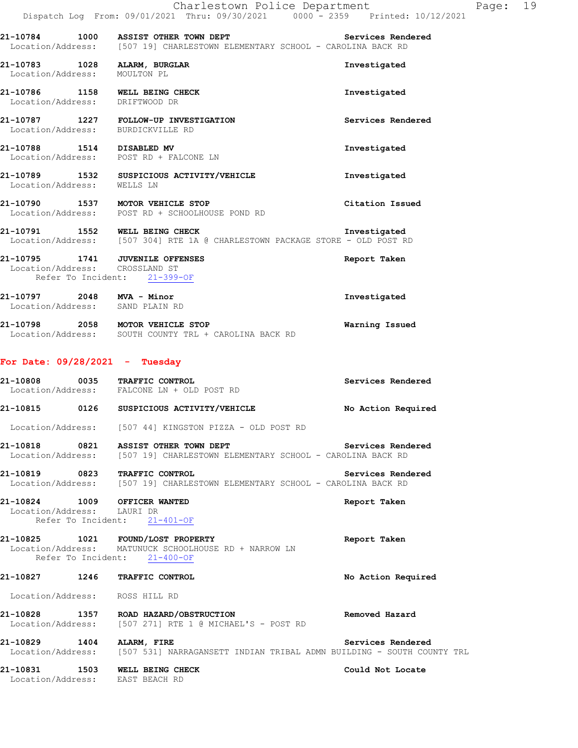21-10784 1000 **ASSIST OTHER TOWN DEPT** Services Rendered
Location/Address: [507 19] CHARLESTOWN ELEMENTARY SCHOOL - CAROLINA BACK RD

21-10783 1028 **ALARM, BURGLAR** Investigated
Location/Address: MOULTON PL

21-10786 1158 **WELL BEING CHECK** Investigated
Location/Address: DRIFTWOOD DR

21-10787 1227 **FOLLOW-UP INVESTIGATION** Services Rendered
Location/Address: BURDICKVILLE RD

21-10788 1514 **DISABLED MV** Investigated
Location/Address: POST RD + FALCONE LN

21-10789 1532 **SUSPICIOUS ACTIVITY/VEHICLE** Investigated
Location/Address: WELLS LN

21-10790 1537 **MOTOR VEHICLE STOP** Citation Issued
Location/Address: POST RD + SCHOOLHOUSE POND RD

21-10791 1552 **WELL BEING CHECK** Investigated
Location/Address: [507 304] RTE 1A @ CHARLESTOWN PACKAGE STORE - OLD POST RD

21-10795 1741 **JUVENILE OFFENSES** Report Taken
Location/Address: CROSSLAND ST
Refer To Incident: 21-399-OF

21-10797 2048 **MVA - Minor** Investigated
Location/Address: SAND PLAIN RD

21-10798 2058 **MOTOR VEHICLE STOP** Warning Issued
Location/Address: SOUTH COUNTY TRL + CAROLINA BACK RD

## For Date: 09/28/2021 - Tuesday

21-10808 0035 **TRAFFIC CONTROL** Services Rendered
Location/Address: FALCONE LN + OLD POST RD

21-10815 0126 **SUSPICIOUS ACTIVITY/VEHICLE** No Action Required
Location/Address: [507 44] KINGSTON PIZZA - OLD POST RD

21-10818 0821 **ASSIST OTHER TOWN DEPT** Services Rendered
Location/Address: [507 19] CHARLESTOWN ELEMENTARY SCHOOL - CAROLINA BACK RD

21-10819 0823 **TRAFFIC CONTROL** Services Rendered
Location/Address: [507 19] CHARLESTOWN ELEMENTARY SCHOOL - CAROLINA BACK RD

21-10824 1009 **OFFICER WANTED** Report Taken
Location/Address: LAURI DR
Refer To Incident: 21-401-OF

21-10825 1021 **FOUND/LOST PROPERTY** Report Taken
Location/Address: MATUNUCK SCHOOLHOUSE RD + NARROW LN
Refer To Incident: 21-400-OF

21-10827 1246 **TRAFFIC CONTROL** No Action Required
Location/Address: ROSS HILL RD

21-10828 1357 **ROAD HAZARD/OBSTRUCTION** Removed Hazard
Location/Address: [507 271] RTE 1 @ MICHAEL'S - POST RD

21-10829 1404 **ALARM, FIRE** Services Rendered
Location/Address: [507 531] NARRAGANSETT INDIAN TRIBAL ADMN BUILDING - SOUTH COUNTY TRL

21-10831 1503 **WELL BEING CHECK** Could Not Locate
Location/Address: EAST BEACH RD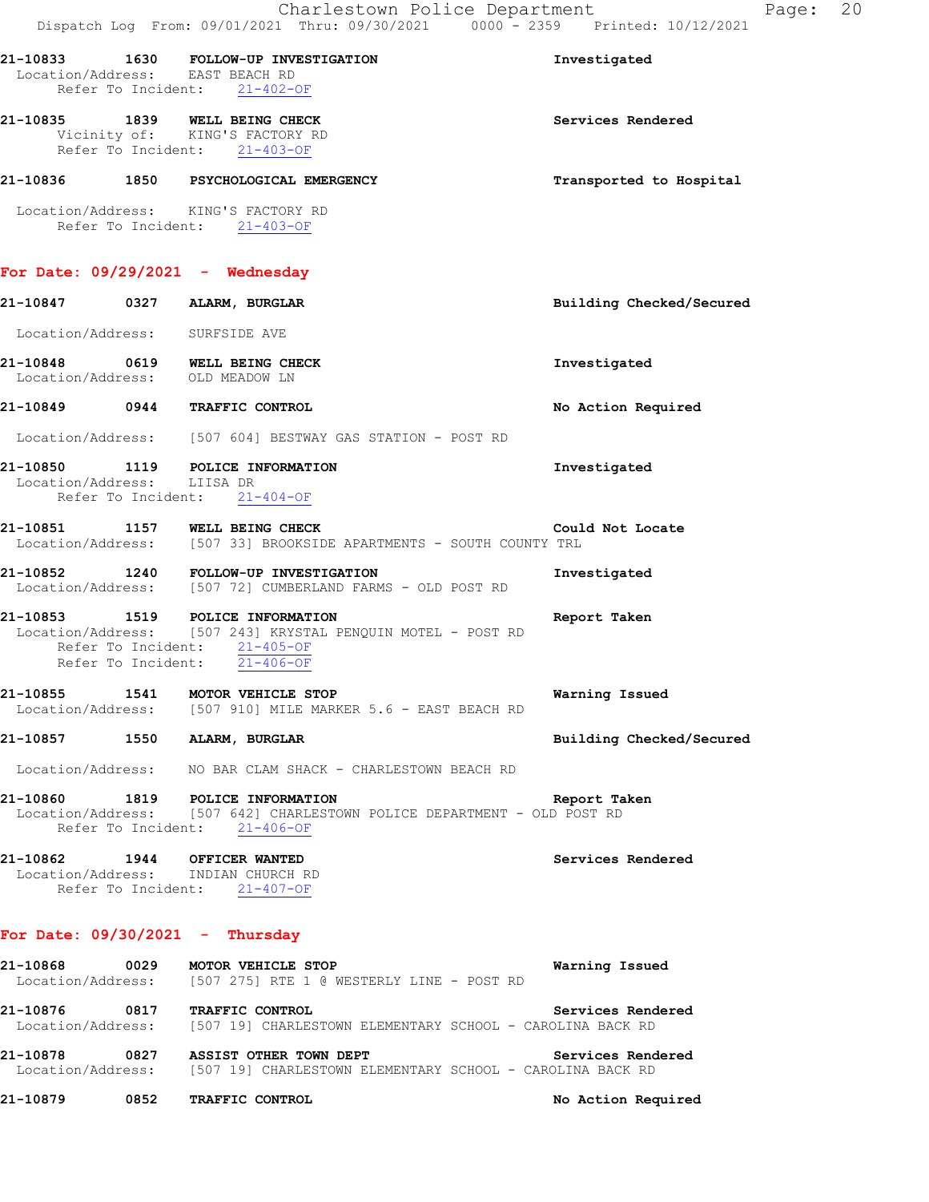21-10833 1630 FOLLOW-UP INVESTIGATION Investigated
Location/Address: EAST BEACH RD
Refer To Incident: 21-402-OF

21-10835 1839 WELL BEING CHECK Services Rendered
Vicinity of: KING'S FACTORY RD
Refer To Incident: 21-403-OF

21-10836 1850 PSYCHOLOGICAL EMERGENCY Transported to Hospital
Location/Address: KING'S FACTORY RD
Refer To Incident: 21-403-OF

## For Date: 09/29/2021 - Wednesday

21-10847 0327 ALARM, BURGLAR Building Checked/Secured
Location/Address: SURFSIDE AVE

21-10848 0619 WELL BEING CHECK Investigated
Location/Address: OLD MEADOW LN

21-10849 0944 TRAFFIC CONTROL No Action Required
Location/Address: [507 604] BESTWAY GAS STATION - POST RD

21-10850 1119 POLICE INFORMATION Investigated
Location/Address: LIISA DR
Refer To Incident: 21-404-OF

21-10851 1157 WELL BEING CHECK Could Not Locate
Location/Address: [507 33] BROOKSIDE APARTMENTS - SOUTH COUNTY TRL

21-10852 1240 FOLLOW-UP INVESTIGATION Investigated
Location/Address: [507 72] CUMBERLAND FARMS - OLD POST RD

21-10853 1519 POLICE INFORMATION Report Taken
Location/Address: [507 243] KRYSTAL PENQUIN MOTEL - POST RD
Refer To Incident: 21-405-OF
Refer To Incident: 21-406-OF

21-10855 1541 MOTOR VEHICLE STOP Warning Issued
Location/Address: [507 910] MILE MARKER 5.6 - EAST BEACH RD

21-10857 1550 ALARM, BURGLAR Building Checked/Secured
Location/Address: NO BAR CLAM SHACK - CHARLESTOWN BEACH RD

21-10860 1819 POLICE INFORMATION Report Taken
Location/Address: [507 642] CHARLESTOWN POLICE DEPARTMENT - OLD POST RD
Refer To Incident: 21-406-OF

21-10862 1944 OFFICER WANTED Services Rendered
Location/Address: INDIAN CHURCH RD
Refer To Incident: 21-407-OF

## For Date: 09/30/2021 - Thursday

21-10868 0029 MOTOR VEHICLE STOP Warning Issued
Location/Address: [507 275] RTE 1 @ WESTERLY LINE - POST RD

21-10876 0817 TRAFFIC CONTROL Services Rendered
Location/Address: [507 19] CHARLESTOWN ELEMENTARY SCHOOL - CAROLINA BACK RD

21-10878 0827 ASSIST OTHER TOWN DEPT Services Rendered
Location/Address: [507 19] CHARLESTOWN ELEMENTARY SCHOOL - CAROLINA BACK RD

21-10879 0852 TRAFFIC CONTROL No Action Required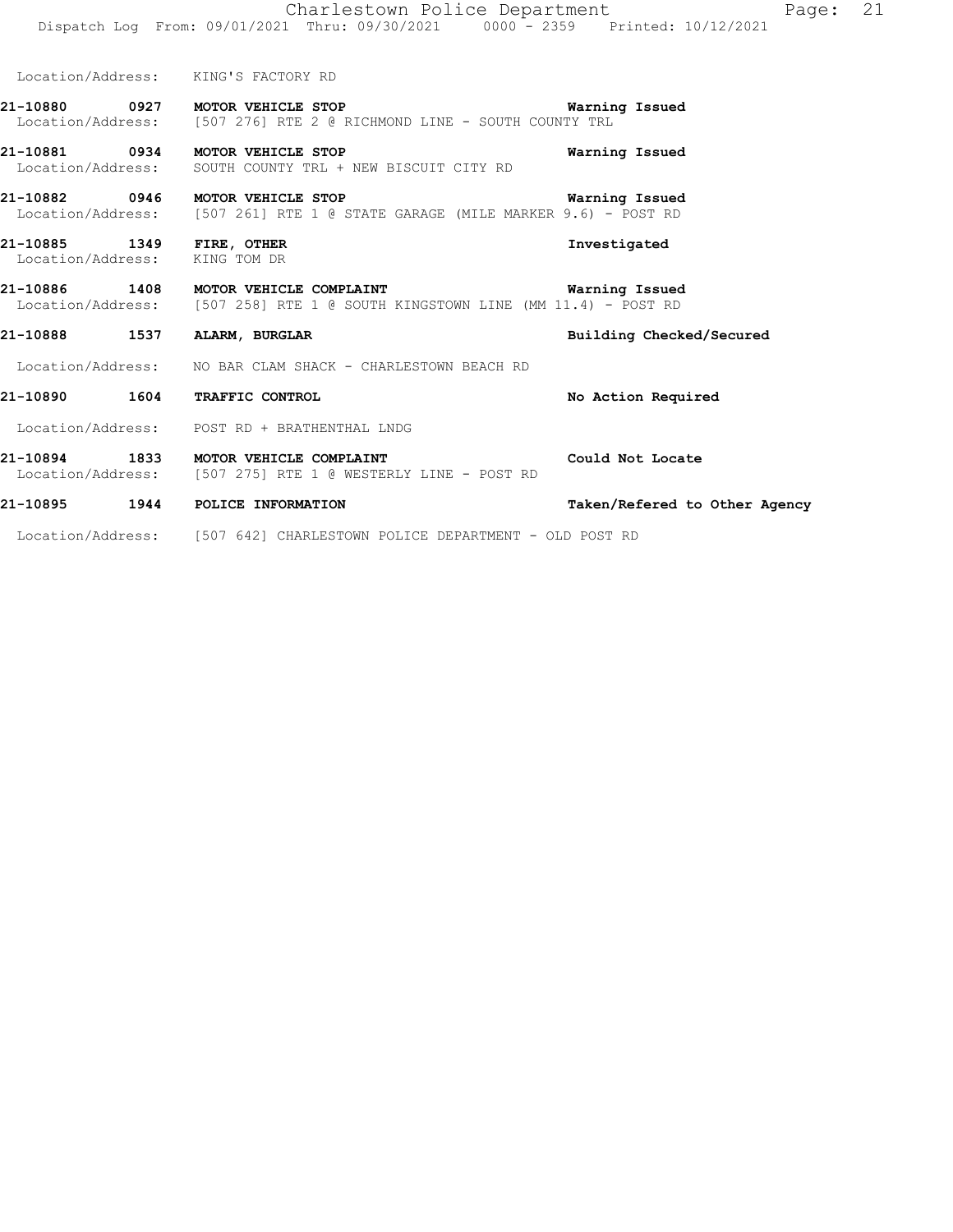Location/Address: KING'S FACTORY RD

**21-10880 0927 MOTOR VEHICLE STOP** **Warning Issued**
Location/Address: [507 276] RTE 2 @ RICHMOND LINE - SOUTH COUNTY TRL

**21-10881 0934 MOTOR VEHICLE STOP** **Warning Issued**
Location/Address: SOUTH COUNTY TRL + NEW BISCUIT CITY RD

**21-10882 0946 MOTOR VEHICLE STOP** **Warning Issued**
Location/Address: [507 261] RTE 1 @ STATE GARAGE (MILE MARKER 9.6) - POST RD

**21-10885 1349 FIRE, OTHER** **Investigated**
Location/Address: KING TOM DR

**21-10886 1408 MOTOR VEHICLE COMPLAINT** **Warning Issued**
Location/Address: [507 258] RTE 1 @ SOUTH KINGSTOWN LINE (MM 11.4) - POST RD

**21-10888 1537 ALARM, BURGLAR** **Building Checked/Secured**

Location/Address: NO BAR CLAM SHACK - CHARLESTOWN BEACH RD

**21-10890 1604 TRAFFIC CONTROL** **No Action Required**

Location/Address: POST RD + BRATHENTHAL LNDG

**21-10894 1833 MOTOR VEHICLE COMPLAINT** **Could Not Locate**
Location/Address: [507 275] RTE 1 @ WESTERLY LINE - POST RD

**21-10895 1944 POLICE INFORMATION** **Taken/Refered to Other Agency**

Location/Address: [507 642] CHARLESTOWN POLICE DEPARTMENT - OLD POST RD